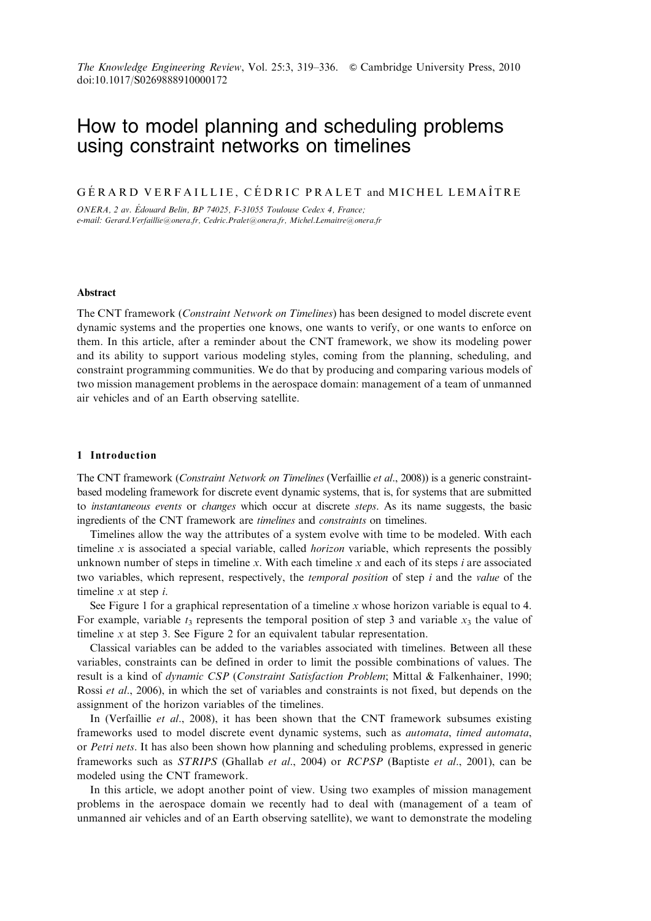# How to model planning and scheduling problems using constraint networks on timelines

GÉRARD VERFAILLIE, CÉDRIC PRALET and MICHEL LEMAÎTRE

*ONERA, 2 av. Édouard Belin, BP 74025, F-31055 Toulouse Cedex 4, France;*
*e-mail: Gerard.Verfaillie@onera.fr, Cedric.Pralet@onera.fr, Michel.Lemaitre@onera.fr*

## Abstract

The CNT framework (*Constraint Network on Timelines*) has been designed to model discrete event dynamic systems and the properties one knows, one wants to verify, or one wants to enforce on them. In this article, after a reminder about the CNT framework, we show its modeling power and its ability to support various modeling styles, coming from the planning, scheduling, and constraint programming communities. We do that by producing and comparing various models of two mission management problems in the aerospace domain: management of a team of unmanned air vehicles and of an Earth observing satellite.

## 1 Introduction

The CNT framework (*Constraint Network on Timelines* (Verfaillie *et al.*, 2008)) is a generic constraint-based modeling framework for discrete event dynamic systems, that is, for systems that are submitted to *instantaneous events* or *changes* which occur at discrete *steps*. As its name suggests, the basic ingredients of the CNT framework are *timelines* and *constraints* on timelines.

Timelines allow the way the attributes of a system evolve with time to be modeled. With each timeline $x$ is associated a special variable, called *horizon* variable, which represents the possibly unknown number of steps in timeline $x$. With each timeline $x$ and each of its steps $i$ are associated two variables, which represent, respectively, the *temporal position* of step $i$ and the *value* of the timeline $x$ at step $i$.

See Figure 1 for a graphical representation of a timeline $x$ whose horizon variable is equal to 4. For example, variable $t_3$ represents the temporal position of step 3 and variable $x_3$ the value of timeline $x$ at step 3. See Figure 2 for an equivalent tabular representation.

Classical variables can be added to the variables associated with timelines. Between all these variables, constraints can be defined in order to limit the possible combinations of values. The result is a kind of *dynamic CSP* (*Constraint Satisfaction Problem*; Mittal & Falkenhainer, 1990; Rossi *et al.*, 2006), in which the set of variables and constraints is not fixed, but depends on the assignment of the horizon variables of the timelines.

In (Verfaillie *et al.*, 2008), it has been shown that the CNT framework subsumes existing frameworks used to model discrete event dynamic systems, such as *automata*, *timed automata*, or *Petri nets*. It has also been shown how planning and scheduling problems, expressed in generic frameworks such as *STRIPS* (Ghallab *et al.*, 2004) or *RCPSP* (Baptiste *et al.*, 2001), can be modeled using the CNT framework.

In this article, we adopt another point of view. Using two examples of mission management problems in the aerospace domain we recently had to deal with (management of a team of unmanned air vehicles and of an Earth observing satellite), we want to demonstrate the modeling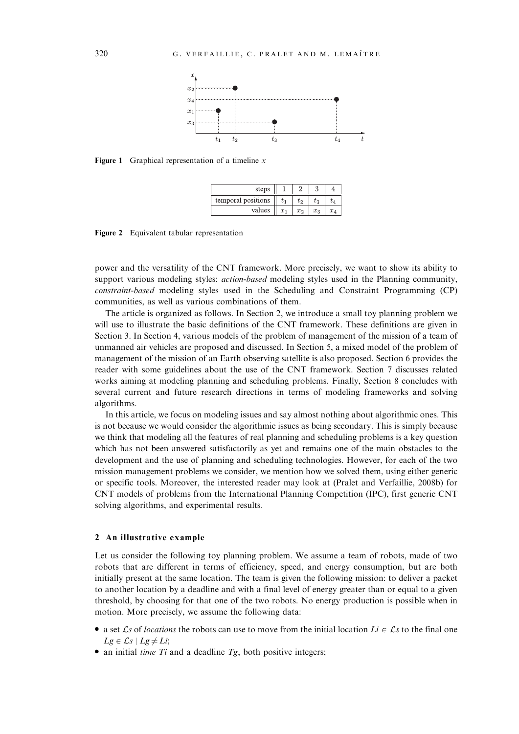Figure 1 Graphical representation of a timeline $x$

| steps | 1 | 2 | 3 | 4 |
|---|---|---|---|---|
| temporal positions | $t_1$ | $t_2$ | $t_3$ | $t_4$ |
| values | $x_1$ | $x_2$ | $x_3$ | $x_4$ |

Figure 2 Equivalent tabular representation

power and the versatility of the CNT framework. More precisely, we want to show its ability to support various modeling styles: *action-based* modeling styles used in the Planning community, *constraint-based* modeling styles used in the Scheduling and Constraint Programming (CP) communities, as well as various combinations of them.

The article is organized as follows. In Section 2, we introduce a small toy planning problem we will use to illustrate the basic definitions of the CNT framework. These definitions are given in Section 3. In Section 4, various models of the problem of management of the mission of a team of unmanned air vehicles are proposed and discussed. In Section 5, a mixed model of the problem of management of the mission of an Earth observing satellite is also proposed. Section 6 provides the reader with some guidelines about the use of the CNT framework. Section 7 discusses related works aiming at modeling planning and scheduling problems. Finally, Section 8 concludes with several current and future research directions in terms of modeling frameworks and solving algorithms.

In this article, we focus on modeling issues and say almost nothing about algorithmic ones. This is not because we would consider the algorithmic issues as being secondary. This is simply because we think that modeling all the features of real planning and scheduling problems is a key question which has not been answered satisfactorily as yet and remains one of the main obstacles to the development and the use of planning and scheduling technologies. However, for each of the two mission management problems we consider, we mention how we solved them, using either generic or specific tools. Moreover, the interested reader may look at (Pralet and Verfaillie, 2008b) for CNT models of problems from the International Planning Competition (IPC), first generic CNT solving algorithms, and experimental results.

## 2 An illustrative example

Let us consider the following toy planning problem. We assume a team of robots, made of two robots that are different in terms of efficiency, speed, and energy consumption, but are both initially present at the same location. The team is given the following mission: to deliver a packet to another location by a deadline and with a final level of energy greater than or equal to a given threshold, by choosing for that one of the two robots. No energy production is possible when in motion. More precisely, we assume the following data:

- a set $\mathcal{L}s$ of *locations* the robots can use to move from the initial location $Li \in \mathcal{L}s$ to the final one $Lg \in \mathcal{L}s \mid Lg \neq Li$;
- an initial *time* $Ti$ and a deadline $Tg$, both positive integers;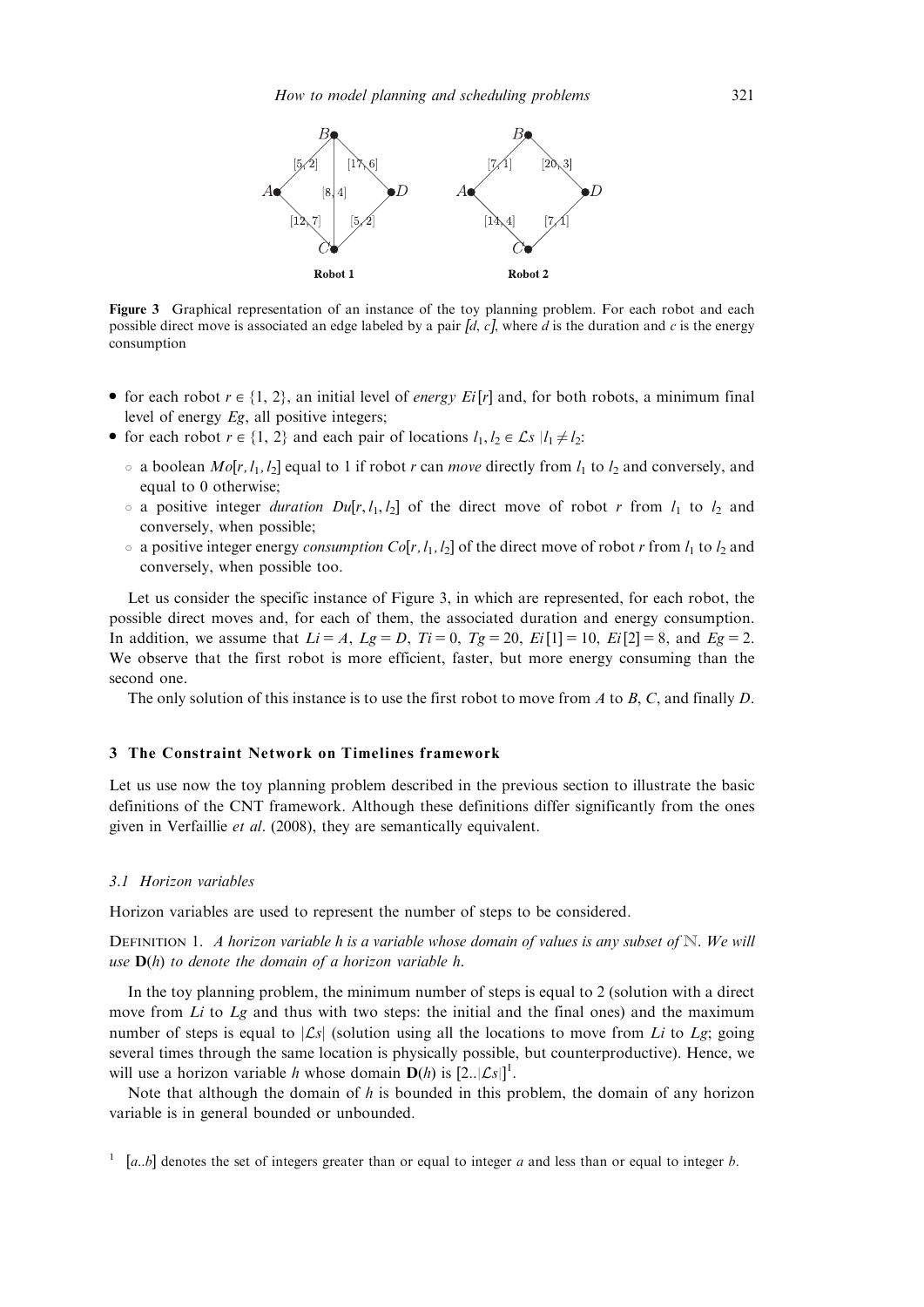Figure 3 Graphical representation of an instance of the toy planning problem. For each robot and each possible direct move is associated an edge labeled by a pair $[d, c]$, where $d$ is the duration and $c$ is the energy consumption

- for each robot $r \in \{1, 2\}$, an initial level of *energy* $Ei[r]$ and, for both robots, a minimum final level of energy $Eg$, all positive integers;
- for each robot $r \in \{1, 2\}$ and each pair of locations $l_1, l_2 \in \mathcal{L}s \mid l_1 \neq l_2$:
  - a boolean $Mo[r, l_1, l_2]$ equal to 1 if robot $r$ can *move* directly from $l_1$ to $l_2$ and conversely, and equal to 0 otherwise;
  - a positive integer *duration* $Du[r, l_1, l_2]$ of the direct move of robot $r$ from $l_1$ to $l_2$ and conversely, when possible;
  - a positive integer energy *consumption* $Co[r, l_1, l_2]$ of the direct move of robot $r$ from $l_1$ to $l_2$ and conversely, when possible too.

Let us consider the specific instance of Figure 3, in which are represented, for each robot, the possible direct moves and, for each of them, the associated duration and energy consumption. In addition, we assume that $Li = A$, $Lg = D$, $Ti = 0$, $Tg = 20$, $Ei[1] = 10$, $Ei[2] = 8$, and $Eg = 2$. We observe that the first robot is more efficient, faster, but more energy consuming than the second one.

The only solution of this instance is to use the first robot to move from $A$ to $B$, $C$, and finally $D$.

## 3 The Constraint Network on Timelines framework

Let us use now the toy planning problem described in the previous section to illustrate the basic definitions of the CNT framework. Although these definitions differ significantly from the ones given in Verfaillie *et al*. (2008), they are semantically equivalent.

### 3.1 Horizon variables

Horizon variables are used to represent the number of steps to be considered.

DEFINITION 1. *A horizon variable h is a variable whose domain of values is any subset of* $\mathbb{N}$. *We will use* $\mathbf{D}(h)$ *to denote the domain of a horizon variable h.*

In the toy planning problem, the minimum number of steps is equal to 2 (solution with a direct move from $Li$ to $Lg$ and thus with two steps: the initial and the final ones) and the maximum number of steps is equal to $|\mathcal{L}s|$ (solution using all the locations to move from $Li$ to $Lg$; going several times through the same location is physically possible, but counterproductive). Hence, we will use a horizon variable $h$ whose domain $\mathbf{D}(h)$ is $[2..|\mathcal{L}s|]$[1].

Note that although the domain of $h$ is bounded in this problem, the domain of any horizon variable is in general bounded or unbounded.

[1] $[a..b]$ denotes the set of integers greater than or equal to integer $a$ and less than or equal to integer $b$.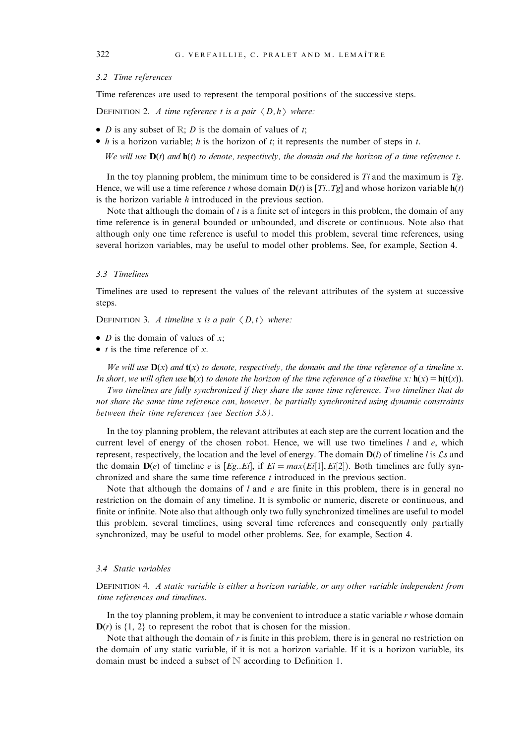### 3.2 Time references

Time references are used to represent the temporal positions of the successive steps.

DEFINITION 2. *A time reference t is a pair* $\langle D, h \rangle$ *where:*

- $D$ is any subset of $\mathbb{R}$; $D$ is the domain of values of $t$;
- $h$ is a horizon variable; $h$ is the horizon of $t$; it represents the number of steps in $t$.

*We will use* $\mathbf{D}(t)$ *and* $\mathbf{h}(t)$ *to denote, respectively, the domain and the horizon of a time reference t.*

In the toy planning problem, the minimum time to be considered is $Ti$ and the maximum is $Tg$. Hence, we will use a time reference $t$ whose domain $\mathbf{D}(t)$ is $[Ti..Tg]$ and whose horizon variable $\mathbf{h}(t)$ is the horizon variable $h$ introduced in the previous section.

Note that although the domain of $t$ is a finite set of integers in this problem, the domain of any time reference is in general bounded or unbounded, and discrete or continuous. Note also that although only one time reference is useful to model this problem, several time references, using several horizon variables, may be useful to model other problems. See, for example, Section 4.

### 3.3 Timelines

Timelines are used to represent the values of the relevant attributes of the system at successive steps.

DEFINITION 3. *A timeline x is a pair* $\langle D, t \rangle$ *where:*

- $D$ is the domain of values of $x$;
- $t$ is the time reference of $x$.

*We will use* $\mathbf{D}(x)$ *and* $\mathbf{t}(x)$ *to denote, respectively, the domain and the time reference of a timeline x. In short, we will often use* $\mathbf{h}(x)$ *to denote the horizon of the time reference of a timeline x:* $\mathbf{h}(x) = \mathbf{h}(\mathbf{t}(x))$.

*Two timelines are fully synchronized if they share the same time reference. Two timelines that do not share the same time reference can, however, be partially synchronized using dynamic constraints between their time references (see Section 3.8).*

In the toy planning problem, the relevant attributes at each step are the current location and the current level of energy of the chosen robot. Hence, we will use two timelines $l$ and $e$, which represent, respectively, the location and the level of energy. The domain $\mathbf{D}(l)$ of timeline $l$ is $\mathcal{L}s$ and the domain $\mathbf{D}(e)$ of timeline $e$ is $[Eg..Ei]$, if $Ei = max(Ei[1], Ei[2])$. Both timelines are fully synchronized and share the same time reference $t$ introduced in the previous section.

Note that although the domains of $l$ and $e$ are finite in this problem, there is in general no restriction on the domain of any timeline. It is symbolic or numeric, discrete or continuous, and finite or infinite. Note also that although only two fully synchronized timelines are useful to model this problem, several timelines, using several time references and consequently only partially synchronized, may be useful to model other problems. See, for example, Section 4.

### 3.4 Static variables

DEFINITION 4. *A static variable is either a horizon variable, or any other variable independent from time references and timelines.*

In the toy planning problem, it may be convenient to introduce a static variable $r$ whose domain $\mathbf{D}(r)$ is $\{1, 2\}$ to represent the robot that is chosen for the mission.

Note that although the domain of $r$ is finite in this problem, there is in general no restriction on the domain of any static variable, if it is not a horizon variable. If it is a horizon variable, its domain must be indeed a subset of $\mathbb{N}$ according to Definition 1.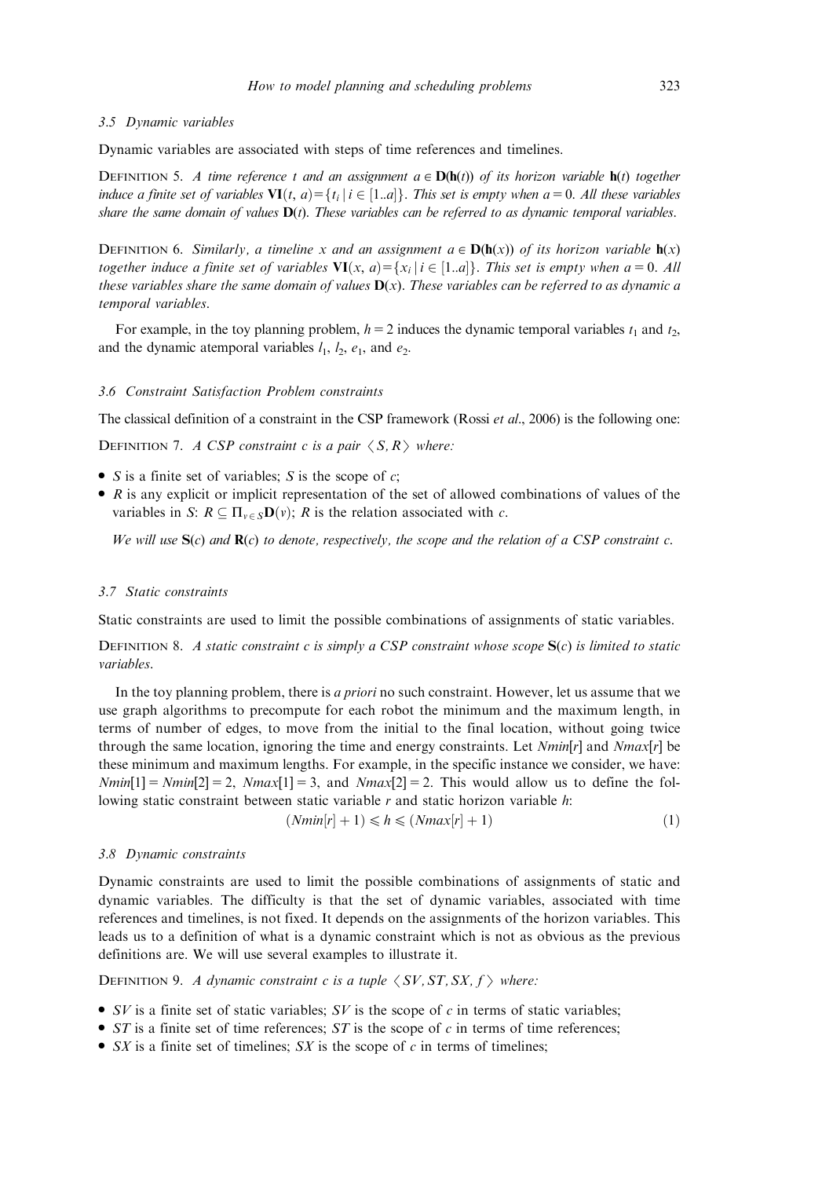### 3.5 Dynamic variables

Dynamic variables are associated with steps of time references and timelines.

Definition 5. *A time reference $t$ and an assignment $a \in \mathbf{D}(\mathbf{h}(t))$ of its horizon variable $\mathbf{h}(t)$ together induce a finite set of variables $\mathbf{VI}(t, a) = \{t_i \mid i \in [1..a]\}$. This set is empty when $a = 0$. All these variables share the same domain of values $\mathbf{D}(t)$. These variables can be referred to as dynamic temporal variables.*

Definition 6. *Similarly, a timeline $x$ and an assignment $a \in \mathbf{D}(\mathbf{h}(x))$ of its horizon variable $\mathbf{h}(x)$ together induce a finite set of variables $\mathbf{VI}(x, a) = \{x_i \mid i \in [1..a]\}$. This set is empty when $a = 0$. All these variables share the same domain of values $\mathbf{D}(x)$. These variables can be referred to as dynamic a temporal variables.*

For example, in the toy planning problem, $h = 2$ induces the dynamic temporal variables $t_1$ and $t_2$, and the dynamic atemporal variables $l_1$, $l_2$, $e_1$, and $e_2$.

### 3.6 Constraint Satisfaction Problem constraints

The classical definition of a constraint in the CSP framework (Rossi *et al.*, 2006) is the following one:

Definition 7. *A CSP constraint $c$ is a pair $\langle S, R \rangle$ where:*

- *$S$ is a finite set of variables; $S$ is the scope of $c$;*
- *$R$ is any explicit or implicit representation of the set of allowed combinations of values of the variables in $S$: $R \subseteq \Pi_{v \in S} \mathbf{D}(v)$; $R$ is the relation associated with $c$.*

*We will use $\mathbf{S}(c)$ and $\mathbf{R}(c)$ to denote, respectively, the scope and the relation of a CSP constraint $c$.*

### 3.7 Static constraints

Static constraints are used to limit the possible combinations of assignments of static variables.

Definition 8. *A static constraint $c$ is simply a CSP constraint whose scope $\mathbf{S}(c)$ is limited to static variables.*

In the toy planning problem, there is *a priori* no such constraint. However, let us assume that we use graph algorithms to precompute for each robot the minimum and the maximum length, in terms of number of edges, to move from the initial to the final location, without going twice through the same location, ignoring the time and energy constraints. Let $Nmin[r]$ and $Nmax[r]$ be these minimum and maximum lengths. For example, in the specific instance we consider, we have: $Nmin[1] = Nmin[2] = 2$, $Nmax[1] = 3$, and $Nmax[2] = 2$. This would allow us to define the following static constraint between static variable $r$ and static horizon variable $h$:

$$(Nmin[r] + 1) \leqslant h \leqslant (Nmax[r] + 1) \tag{1}$$

### 3.8 Dynamic constraints

Dynamic constraints are used to limit the possible combinations of assignments of static and dynamic variables. The difficulty is that the set of dynamic variables, associated with time references and timelines, is not fixed. It depends on the assignments of the horizon variables. This leads us to a definition of what is a dynamic constraint which is not as obvious as the previous definitions are. We will use several examples to illustrate it.

Definition 9. *A dynamic constraint $c$ is a tuple $\langle SV, ST, SX, f \rangle$ where:*

- *$SV$ is a finite set of static variables; $SV$ is the scope of $c$ in terms of static variables;*
- *$ST$ is a finite set of time references; $ST$ is the scope of $c$ in terms of time references;*
- *$SX$ is a finite set of timelines; $SX$ is the scope of $c$ in terms of timelines;*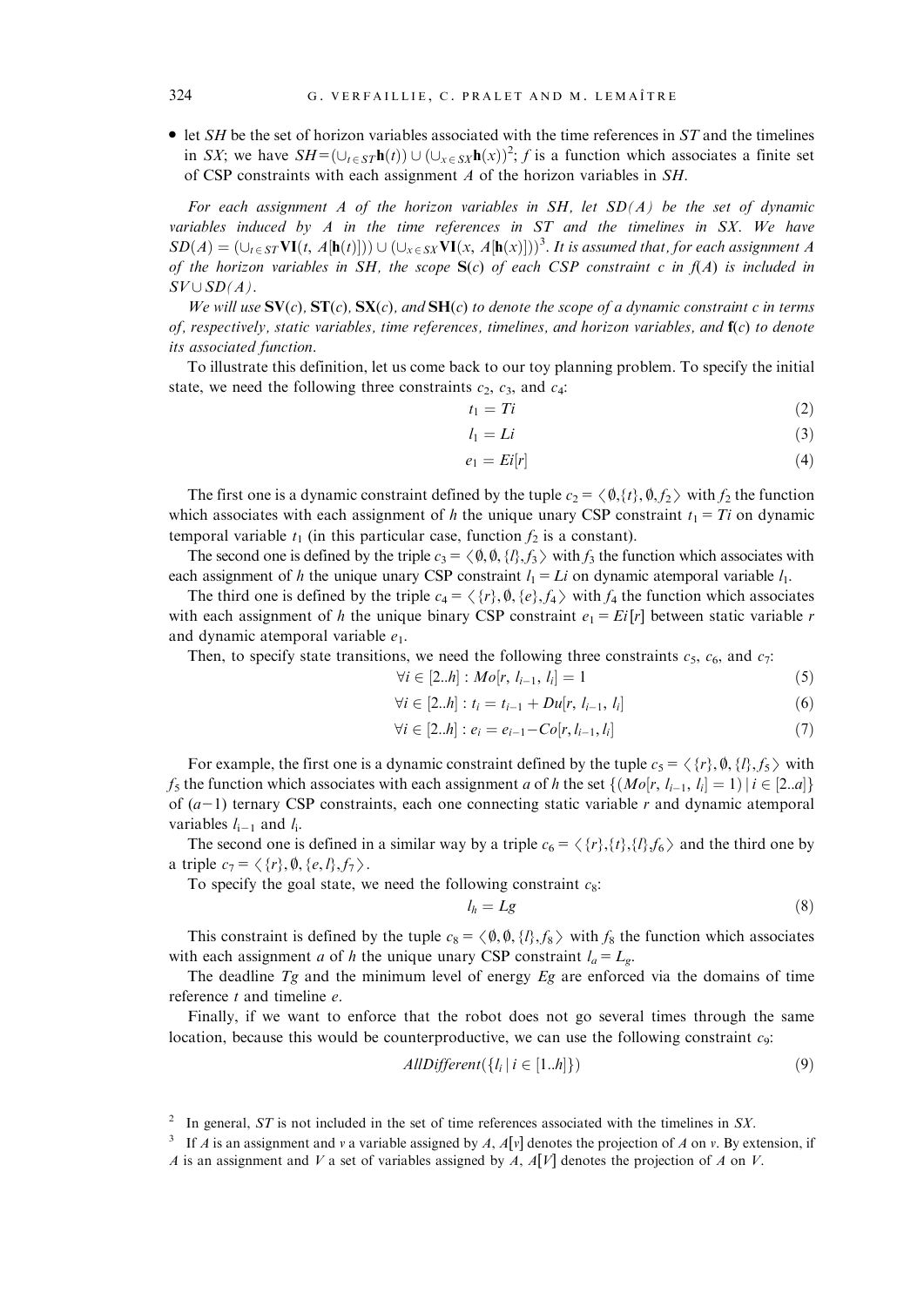- let $SH$ be the set of horizon variables associated with the time references in $ST$ and the timelines in $SX$; we have $SH = (\cup_{t \in ST} \mathbf{h}(t)) \cup (\cup_{x \in SX} \mathbf{h}(x))$[2]; $f$ is a function which associates a finite set of CSP constraints with each assignment $A$ of the horizon variables in $SH$.

*For each assignment $A$ of the horizon variables in $SH$, let $SD(A)$ be the set of dynamic variables induced by $A$ in the time references in $ST$ and the timelines in $SX$. We have $SD(A) = (\cup_{t \in ST} \mathbf{VI}(t, A[\mathbf{h}(t)])) \cup (\cup_{x \in SX} \mathbf{VI}(x, A[\mathbf{h}(x)]))$[3]. It is assumed that, for each assignment $A$ of the horizon variables in $SH$, the scope $\mathbf{S}(c)$ of each CSP constraint $c$ in $f(A)$ is included in $SV \cup SD(A)$.*

*We will use $\mathbf{SV}(c)$, $\mathbf{ST}(c)$, $\mathbf{SX}(c)$, and $\mathbf{SH}(c)$ to denote the scope of a dynamic constraint $c$ in terms of, respectively, static variables, time references, timelines, and horizon variables, and $\mathbf{f}(c)$ to denote its associated function.*

To illustrate this definition, let us come back to our toy planning problem. To specify the initial state, we need the following three constraints $c_2$, $c_3$, and $c_4$:

$$t_1 = Ti \tag{2}$$

$$l_1 = Li \tag{3}$$

$$e_1 = Ei[r] \tag{4}$$

The first one is a dynamic constraint defined by the tuple $c_2 = \langle \emptyset, \{t\}, \emptyset, f_2 \rangle$ with $f_2$ the function which associates with each assignment of $h$ the unique unary CSP constraint $t_1 = Ti$ on dynamic temporal variable $t_1$ (in this particular case, function $f_2$ is a constant).

The second one is defined by the triple $c_3 = \langle \emptyset, \emptyset, \{l\}, f_3 \rangle$ with $f_3$ the function which associates with each assignment of $h$ the unique unary CSP constraint $l_1 = Li$ on dynamic atemporal variable $l_1$.

The third one is defined by the triple $c_4 = \langle \{r\}, \emptyset, \{e\}, f_4 \rangle$ with $f_4$ the function which associates with each assignment of $h$ the unique binary CSP constraint $e_1 = Ei[r]$ between static variable $r$ and dynamic atemporal variable $e_1$.

Then, to specify state transitions, we need the following three constraints $c_5$, $c_6$, and $c_7$:

$$\forall i \in [2..h] : Mo[r, l_{i-1}, l_i] = 1 \tag{5}$$

$$\forall i \in [2..h] : t_i = t_{i-1} + Du[r, l_{i-1}, l_i] \tag{6}$$

$$\forall i \in [2..h] : e_i = e_{i-1} - Co[r, l_{i-1}, l_i] \tag{7}$$

For example, the first one is a dynamic constraint defined by the tuple $c_5 = \langle \{r\}, \emptyset, \{l\}, f_5 \rangle$ with $f_5$ the function which associates with each assignment $a$ of $h$ the set $\{(Mo[r, l_{i-1}, l_i] = 1) \mid i \in [2..a]\}$ of $(a-1)$ ternary CSP constraints, each one connecting static variable $r$ and dynamic atemporal variables $l_{i-1}$ and $l_i$.

The second one is defined in a similar way by a triple $c_6 = \langle \{r\}, \{t\}, \{l\}, f_6 \rangle$ and the third one by a triple $c_7 = \langle \{r\}, \emptyset, \{e, l\}, f_7 \rangle$.

To specify the goal state, we need the following constraint $c_8$:

$$l_h = Lg \tag{8}$$

This constraint is defined by the tuple $c_8 = \langle \emptyset, \emptyset, \{l\}, f_8 \rangle$ with $f_8$ the function which associates with each assignment $a$ of $h$ the unique unary CSP constraint $l_a = L_g$.

The deadline $Tg$ and the minimum level of energy $Eg$ are enforced via the domains of time reference $t$ and timeline $e$.

Finally, if we want to enforce that the robot does not go several times through the same location, because this would be counterproductive, we can use the following constraint $c_9$:

$$AllDifferent(\{l_i \mid i \in [1..h]\}) \tag{9}$$

[2] In general, $ST$ is not included in the set of time references associated with the timelines in $SX$.

[3] If $A$ is an assignment and $v$ a variable assigned by $A$, $A[v]$ denotes the projection of $A$ on $v$. By extension, if $A$ is an assignment and $V$ a set of variables assigned by $A$, $A[V]$ denotes the projection of $A$ on $V$.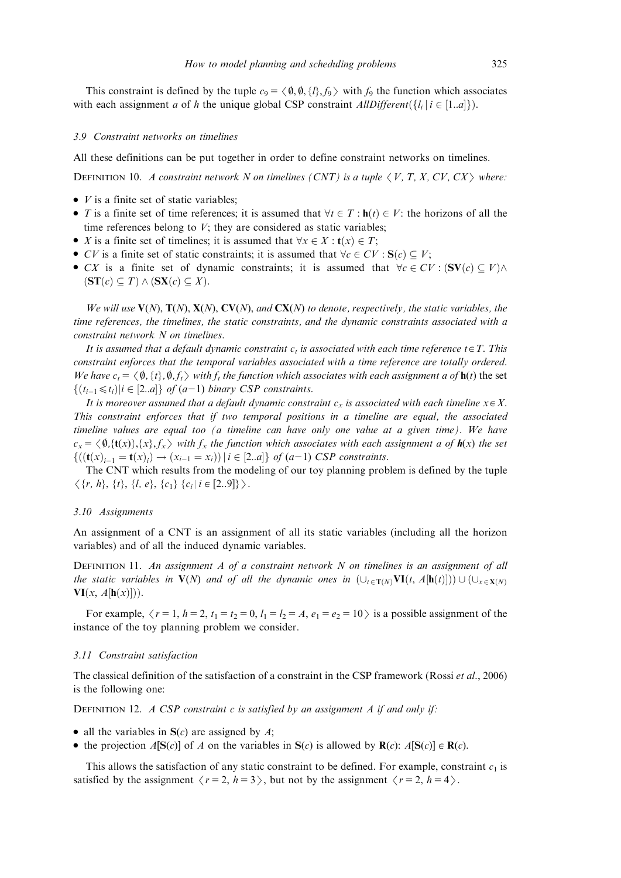This constraint is defined by the tuple $c_9 = \langle \emptyset, \emptyset, \{l\}, f_9 \rangle$ with $f_9$ the function which associates with each assignment $a$ of $h$ the unique global CSP constraint $AllDifferent(\{l_i \mid i \in [1..a]\})$.

### 3.9 Constraint networks on timelines

All these definitions can be put together in order to define constraint networks on timelines.

DEFINITION 10. *A constraint network N on timelines (CNT) is a tuple $\langle V, T, X, CV, CX \rangle$ where:*

- *$V$ is a finite set of static variables;*
- *$T$ is a finite set of time references; it is assumed that $\forall t \in T : \mathbf{h}(t) \in V$: the horizons of all the time references belong to $V$; they are considered as static variables;*
- *$X$ is a finite set of timelines; it is assumed that $\forall x \in X : \mathbf{t}(x) \in T$;*
- *$CV$ is a finite set of static constraints; it is assumed that $\forall c \in CV : \mathbf{S}(c) \subseteq V$;*
- *$CX$ is a finite set of dynamic constraints; it is assumed that $\forall c \in CV : (\mathbf{SV}(c) \subseteq V) \wedge (\mathbf{ST}(c) \subseteq T) \wedge (\mathbf{SX}(c) \subseteq X)$.*

*We will use $\mathbf{V}(N)$, $\mathbf{T}(N)$, $\mathbf{X}(N)$, $\mathbf{CV}(N)$, and $\mathbf{CX}(N)$ to denote, respectively, the static variables, the time references, the timelines, the static constraints, and the dynamic constraints associated with a constraint network N on timelines.*

*It is assumed that a default dynamic constraint $c_t$ is associated with each time reference $t \in T$. This constraint enforces that the temporal variables associated with a time reference are totally ordered. We have $c_t = \langle \emptyset, \{t\}, \emptyset, f_t \rangle$ with $f_t$ the function which associates with each assignment a of $\mathbf{h}(t)$ the set $\{(t_{i-1} \leqslant t_i) | i \in [2..a]\}$ of $(a-1)$ binary CSP constraints.*

*It is moreover assumed that a default dynamic constraint $c_x$ is associated with each timeline $x \in X$. This constraint enforces that if two temporal positions in a timeline are equal, the associated timeline values are equal too (a timeline can have only one value at a given time). We have $c_x = \langle \emptyset, \{\mathbf{t}(x)\}, \{x\}, f_x \rangle$ with $f_x$ the function which associates with each assignment a of $\boldsymbol{h}(x)$ the set $\{((\mathbf{t}(x)_{i-1} = \mathbf{t}(x)_i) \rightarrow (x_{i-1} = x_i)) \mid i \in [2..a]\}$ of $(a-1)$ CSP constraints.*

The CNT which results from the modeling of our toy planning problem is defined by the tuple $\langle \{r, h\}, \{t\}, \{l, e\}, \{c_1\} \{c_i \mid i \in [2..9]\} \rangle$.

### 3.10 Assignments

An assignment of a CNT is an assignment of all its static variables (including all the horizon variables) and of all the induced dynamic variables.

DEFINITION 11. *An assignment A of a constraint network N on timelines is an assignment of all the static variables in $\mathbf{V}(N)$ and of all the dynamic ones in $(\cup_{t \in \mathbf{T}(N)} \mathbf{VI}(t, A[\mathbf{h}(t)])) \cup (\cup_{x \in \mathbf{X}(N)} \mathbf{VI}(x, A[\mathbf{h}(x)]))$.*

For example, $\langle r = 1, h = 2, t_1 = t_2 = 0, l_1 = l_2 = A, e_1 = e_2 = 10 \rangle$ is a possible assignment of the instance of the toy planning problem we consider.

### 3.11 Constraint satisfaction

The classical definition of the satisfaction of a constraint in the CSP framework (Rossi *et al.*, 2006) is the following one:

DEFINITION 12. *A CSP constraint c is satisfied by an assignment A if and only if:*

- *all the variables in $\mathbf{S}(c)$ are assigned by A;*
- *the projection $A[\mathbf{S}(c)]$ of A on the variables in $\mathbf{S}(c)$ is allowed by $\mathbf{R}(c)$: $A[\mathbf{S}(c)] \in \mathbf{R}(c)$.*

This allows the satisfaction of any static constraint to be defined. For example, constraint $c_1$ is satisfied by the assignment $\langle r = 2, h = 3 \rangle$, but not by the assignment $\langle r = 2, h = 4 \rangle$.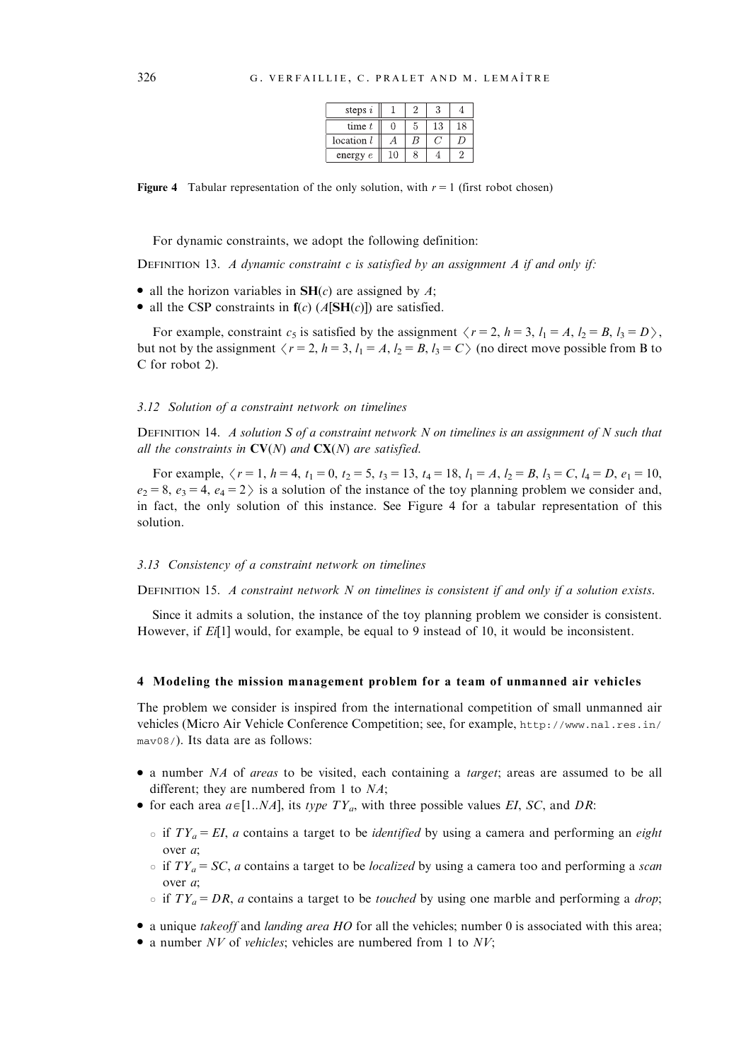| steps $i$ | 1 | 2 | 3 | 4 |
|---|---|---|---|---|
| time $t$ | 0 | 5 | 13 | 18 |
| location $l$ | $A$ | $B$ | $C$ | $D$ |
| energy $e$ | 10 | 8 | 4 | 2 |

**Figure 4** Tabular representation of the only solution, with $r = 1$ (first robot chosen)

For dynamic constraints, we adopt the following definition:

DEFINITION 13. *A dynamic constraint c is satisfied by an assignment A if and only if:*

- all the horizon variables in $\mathbf{SH}(c)$ are assigned by $A$;
- all the CSP constraints in $\mathbf{f}(c)$ $(A[\mathbf{SH}(c)])$ are satisfied.

For example, constraint $c_5$ is satisfied by the assignment $\langle r = 2, h = 3, l_1 = A, l_2 = B, l_3 = D \rangle$, but not by the assignment $\langle r = 2, h = 3, l_1 = A, l_2 = B, l_3 = C \rangle$ (no direct move possible from B to C for robot 2).

### 3.12 Solution of a constraint network on timelines

DEFINITION 14. *A solution S of a constraint network N on timelines is an assignment of N such that all the constraints in* $\mathbf{CV}(N)$ *and* $\mathbf{CX}(N)$ *are satisfied.*

For example, $\langle r = 1, h = 4, t_1 = 0, t_2 = 5, t_3 = 13, t_4 = 18, l_1 = A, l_2 = B, l_3 = C, l_4 = D, e_1 = 10, e_2 = 8, e_3 = 4, e_4 = 2 \rangle$ is a solution of the instance of the toy planning problem we consider and, in fact, the only solution of this instance. See Figure 4 for a tabular representation of this solution.

### 3.13 Consistency of a constraint network on timelines

DEFINITION 15. *A constraint network N on timelines is consistent if and only if a solution exists.*

Since it admits a solution, the instance of the toy planning problem we consider is consistent. However, if $Ei[1]$ would, for example, be equal to 9 instead of 10, it would be inconsistent.

## 4 Modeling the mission management problem for a team of unmanned air vehicles

The problem we consider is inspired from the international competition of small unmanned air vehicles (Micro Air Vehicle Conference Competition; see, for example, http://www.nal.res.in/mav08/). Its data are as follows:

- a number $NA$ of *areas* to be visited, each containing a *target*; areas are assumed to be all different; they are numbered from 1 to $NA$;
- for each area $a \in [1..NA]$, its *type* $TY_a$, with three possible values $EI$, $SC$, and $DR$:
  - if $TY_a = EI$, $a$ contains a target to be *identified* by using a camera and performing an *eight* over $a$;
  - if $TY_a = SC$, $a$ contains a target to be *localized* by using a camera too and performing a *scan* over $a$;
  - if $TY_a = DR$, $a$ contains a target to be *touched* by using one marble and performing a *drop*;
- a unique *takeoff* and *landing area* $HO$ for all the vehicles; number 0 is associated with this area;
- a number $NV$ of *vehicles*; vehicles are numbered from 1 to $NV$;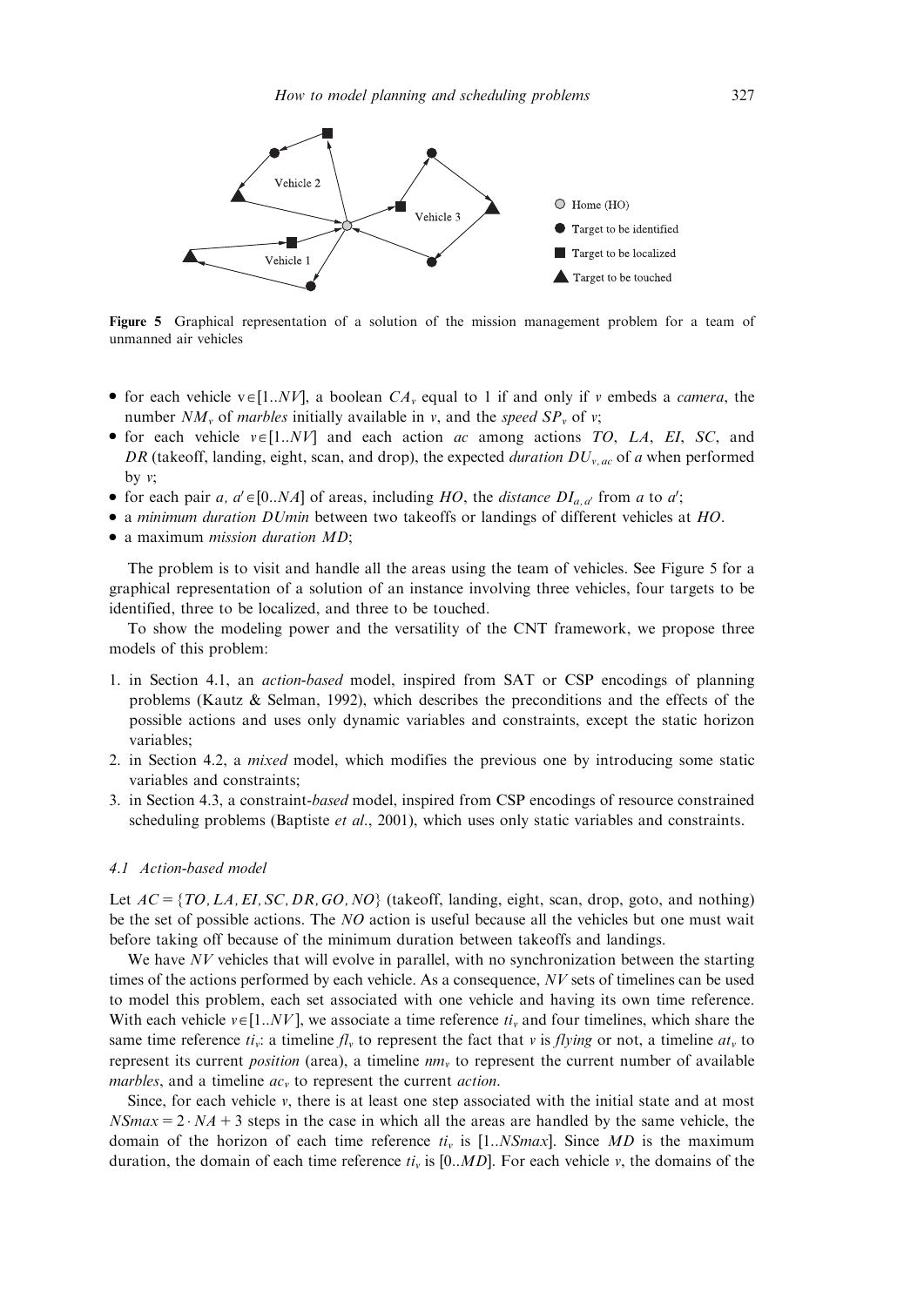Figure 5 Graphical representation of a solution of the mission management problem for a team of unmanned air vehicles

- for each vehicle $v \in [1..NV]$, a boolean $CA_v$ equal to 1 if and only if $v$ embeds a *camera*, the number $NM_v$ of *marbles* initially available in $v$, and the *speed* $SP_v$ of $v$;
- for each vehicle $v \in [1..NV]$ and each action $ac$ among actions $TO$, $LA$, $EI$, $SC$, and $DR$ (takeoff, landing, eight, scan, and drop), the expected *duration* $DU_{v,ac}$ of $a$ when performed by $v$;
- for each pair $a, a' \in [0..NA]$ of areas, including $HO$, the *distance* $DI_{a,a'}$ from $a$ to $a'$;
- a *minimum duration* $DUmin$ between two takeoffs or landings of different vehicles at $HO$.
- a maximum *mission duration* $MD$;

The problem is to visit and handle all the areas using the team of vehicles. See Figure 5 for a graphical representation of a solution of an instance involving three vehicles, four targets to be identified, three to be localized, and three to be touched.

To show the modeling power and the versatility of the CNT framework, we propose three models of this problem:

1. in Section 4.1, an *action-based* model, inspired from SAT or CSP encodings of planning problems (Kautz & Selman, 1992), which describes the preconditions and the effects of the possible actions and uses only dynamic variables and constraints, except the static horizon variables;
2. in Section 4.2, a *mixed* model, which modifies the previous one by introducing some static variables and constraints;
3. in Section 4.3, a constraint-*based* model, inspired from CSP encodings of resource constrained scheduling problems (Baptiste *et al.*, 2001), which uses only static variables and constraints.

### 4.1 Action-based model

Let $AC = \{TO, LA, EI, SC, DR, GO, NO\}$ (takeoff, landing, eight, scan, drop, goto, and nothing) be the set of possible actions. The $NO$ action is useful because all the vehicles but one must wait before taking off because of the minimum duration between takeoffs and landings.

We have $NV$ vehicles that will evolve in parallel, with no synchronization between the starting times of the actions performed by each vehicle. As a consequence, $NV$ sets of timelines can be used to model this problem, each set associated with one vehicle and having its own time reference. With each vehicle $v \in [1..NV]$, we associate a time reference $ti_v$ and four timelines, which share the same time reference $ti_v$: a timeline $fl_v$ to represent the fact that $v$ is *flying* or not, a timeline $at_v$ to represent its current *position* (area), a timeline $nm_v$ to represent the current number of available *marbles*, and a timeline $ac_v$ to represent the current *action*.

Since, for each vehicle $v$, there is at least one step associated with the initial state and at most $NSmax = 2 \cdot NA + 3$ steps in the case in which all the areas are handled by the same vehicle, the domain of the horizon of each time reference $ti_v$ is $[1..NSmax]$. Since $MD$ is the maximum duration, the domain of each time reference $ti_v$ is $[0..MD]$. For each vehicle $v$, the domains of the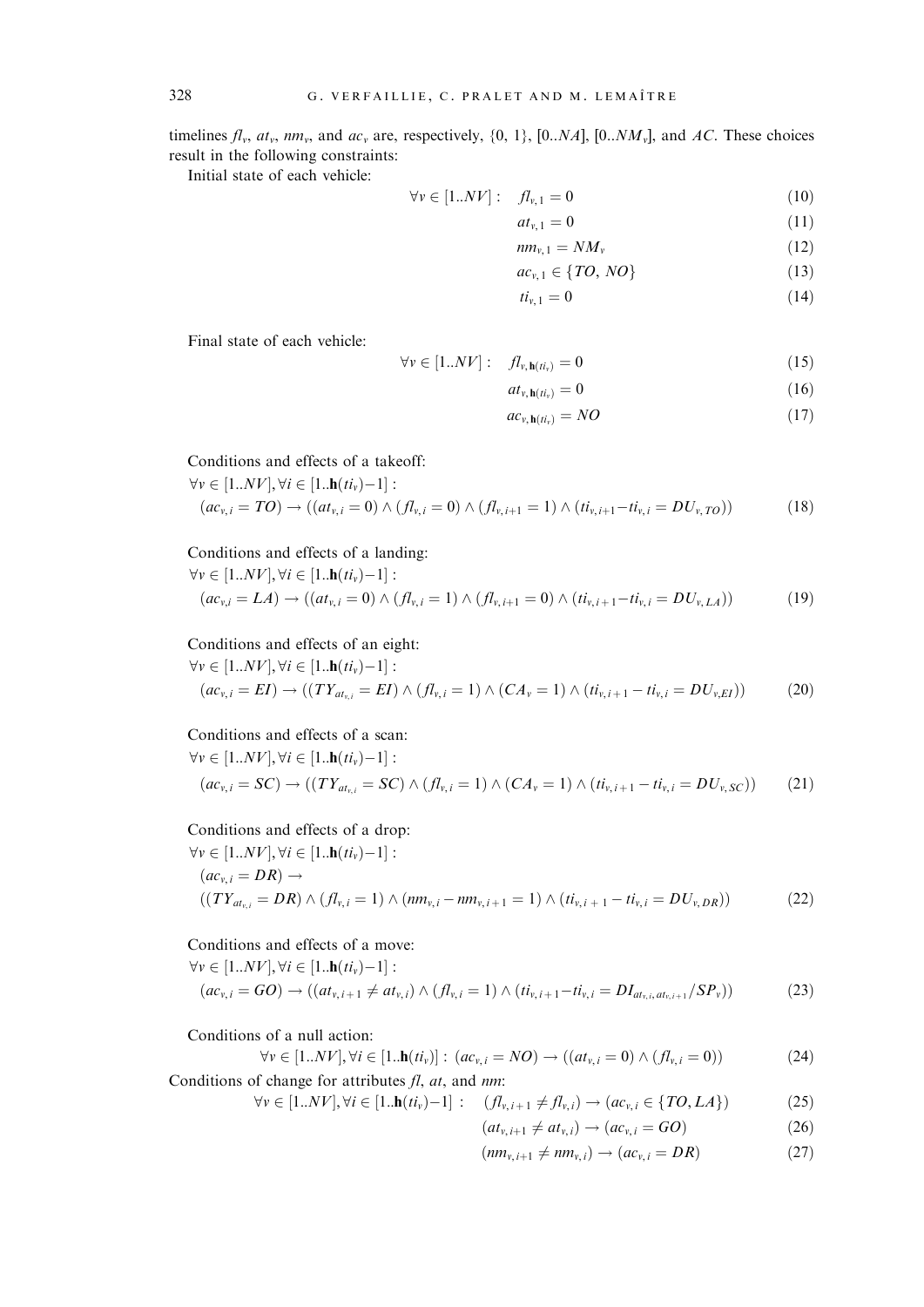timelines $fl_v$, $at_v$, $nm_v$, and $ac_v$ are, respectively, $\{0, 1\}$, $[0..NA]$, $[0..NM_v]$, and $AC$. These choices result in the following constraints:

Initial state of each vehicle:

$$\forall v \in [1..NV]: \quad fl_{v,1} = 0 \tag{10}$$

$$at_{v,1} = 0 \tag{11}$$

$$nm_{v,1} = NM_v \tag{12}$$

$$ac_{v,1} \in \{TO, NO\} \tag{13}$$

$$ti_{v,1} = 0 \tag{14}$$

Final state of each vehicle:

$$\forall v \in [1..NV]: \quad fl_{v,\mathbf{h}(ti_v)} = 0 \tag{15}$$

$$at_{v,\mathbf{h}(ti_v)} = 0 \tag{16}$$

$$ac_{v,\mathbf{h}(ti_v)} = NO \tag{17}$$

Conditions and effects of a takeoff:

$$\forall v \in [1..NV], \forall i \in [1..\mathbf{h}(ti_v)-1]:$$
$$(ac_{v,i} = TO) \rightarrow ((at_{v,i} = 0) \wedge (fl_{v,i} = 0) \wedge (fl_{v,i+1} = 1) \wedge (ti_{v,i+1} - ti_{v,i} = DU_{v,TO})) \tag{18}$$

Conditions and effects of a landing:

$$\forall v \in [1..NV], \forall i \in [1..\mathbf{h}(ti_v)-1]:$$
$$(ac_{v,i} = LA) \rightarrow ((at_{v,i} = 0) \wedge (fl_{v,i} = 1) \wedge (fl_{v,i+1} = 0) \wedge (ti_{v,i+1} - ti_{v,i} = DU_{v,LA})) \tag{19}$$

Conditions and effects of an eight:

$$\forall v \in [1..NV], \forall i \in [1..\mathbf{h}(ti_v)-1]:$$
$$(ac_{v,i} = EI) \rightarrow ((TY_{at_{v,i}} = EI) \wedge (fl_{v,i} = 1) \wedge (CA_v = 1) \wedge (ti_{v,i+1} - ti_{v,i} = DU_{v,EI})) \tag{20}$$

Conditions and effects of a scan:

$$\forall v \in [1..NV], \forall i \in [1..\mathbf{h}(ti_v)-1]:$$
$$(ac_{v,i} = SC) \rightarrow ((TY_{at_{v,i}} = SC) \wedge (fl_{v,i} = 1) \wedge (CA_v = 1) \wedge (ti_{v,i+1} - ti_{v,i} = DU_{v,SC})) \tag{21}$$

Conditions and effects of a drop:

$$\forall v \in [1..NV], \forall i \in [1..\mathbf{h}(ti_v)-1]:$$
$$(ac_{v,i} = DR) \rightarrow$$
$$((TY_{at_{v,i}} = DR) \wedge (fl_{v,i} = 1) \wedge (nm_{v,i} - nm_{v,i+1} = 1) \wedge (ti_{v,i+1} - ti_{v,i} = DU_{v,DR})) \tag{22}$$

Conditions and effects of a move:

$$\forall v \in [1..NV], \forall i \in [1..\mathbf{h}(ti_v)-1]:$$
$$(ac_{v,i} = GO) \rightarrow ((at_{v,i+1} \neq at_{v,i}) \wedge (fl_{v,i} = 1) \wedge (ti_{v,i+1} - ti_{v,i} = DI_{at_{v,i}, at_{v,i+1}} / SP_v)) \tag{23}$$

Conditions of a null action:

$$\forall v \in [1..NV], \forall i \in [1..\mathbf{h}(ti_v)]: (ac_{v,i} = NO) \rightarrow ((at_{v,i} = 0) \wedge (fl_{v,i} = 0)) \tag{24}$$

Conditions of change for attributes $fl$, $at$, and $nm$:

$$\forall v \in [1..NV], \forall i \in [1..\mathbf{h}(ti_v)-1]: \quad (fl_{v,i+1} \neq fl_{v,i}) \rightarrow (ac_{v,i} \in \{TO, LA\}) \tag{25}$$

$$(at_{v,i+1} \neq at_{v,i}) \rightarrow (ac_{v,i} = GO) \tag{26}$$

$$(nm_{v,i+1} \neq nm_{v,i}) \rightarrow (ac_{v,i} = DR) \tag{27}$$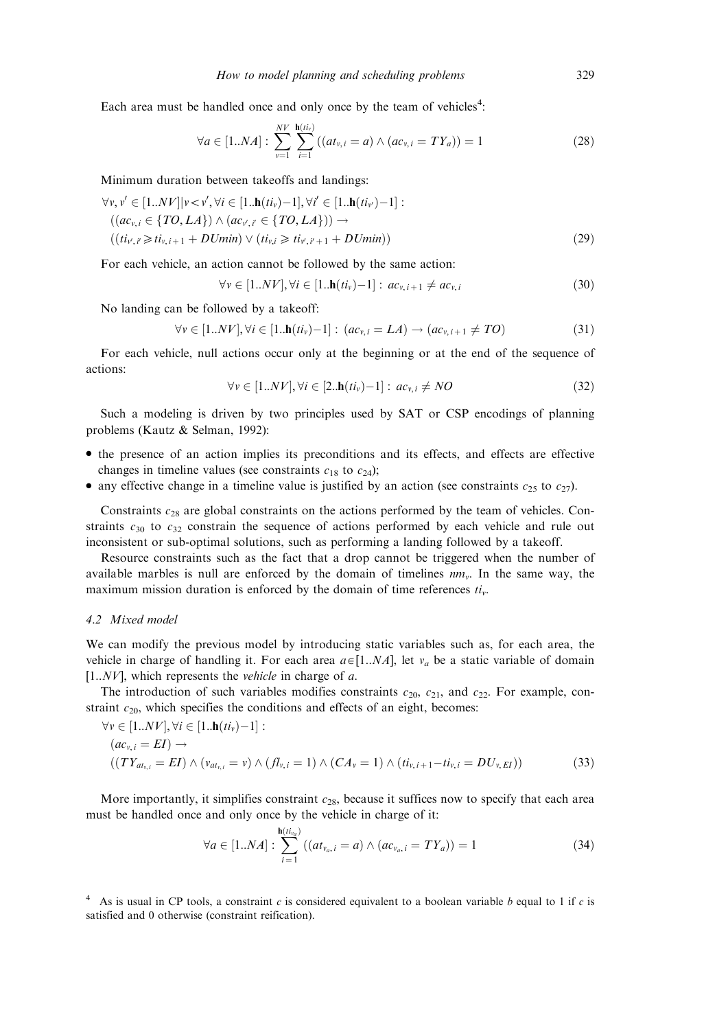Each area must be handled once and only once by the team of vehicles[4]:

$$\forall a \in [1..NA] : \sum_{v=1}^{NV} \sum_{i=1}^{\mathbf{h}(ti_v)} ((at_{v,i} = a) \wedge (ac_{v,i} = TY_a)) = 1 \tag{28}$$

Minimum duration between takeoffs and landings:

$$\begin{aligned}
&\forall v, v' \in [1..NV] | v < v', \forall i \in [1..\mathbf{h}(ti_v) - 1], \forall i' \in [1..\mathbf{h}(ti_{v'}) - 1] : \\
&((ac_{v,i} \in \{TO, LA\}) \wedge (ac_{v',i'} \in \{TO, LA\})) \rightarrow \\
&((ti_{v',i'} \geqslant ti_{v,i+1} + DUmin) \vee (ti_{v,i} \geqslant ti_{v',i'+1} + DUmin))
\end{aligned} \tag{29}$$

For each vehicle, an action cannot be followed by the same action:

$$\forall v \in [1..NV], \forall i \in [1..\mathbf{h}(ti_v) - 1] : ac_{v,i+1} \neq ac_{v,i} \tag{30}$$

No landing can be followed by a takeoff:

$$\forall v \in [1..NV], \forall i \in [1..\mathbf{h}(ti_v) - 1] : (ac_{v,i} = LA) \rightarrow (ac_{v,i+1} \neq TO) \tag{31}$$

For each vehicle, null actions occur only at the beginning or at the end of the sequence of actions:

$$\forall v \in [1..NV], \forall i \in [2..\mathbf{h}(ti_v) - 1] : ac_{v,i} \neq NO \tag{32}$$

Such a modeling is driven by two principles used by SAT or CSP encodings of planning problems (Kautz & Selman, 1992):

- the presence of an action implies its preconditions and its effects, and effects are effective changes in timeline values (see constraints $c_{18}$ to $c_{24}$);
- any effective change in a timeline value is justified by an action (see constraints $c_{25}$ to $c_{27}$).

Constraints $c_{28}$ are global constraints on the actions performed by the team of vehicles. Constraints $c_{30}$ to $c_{32}$ constrain the sequence of actions performed by each vehicle and rule out inconsistent or sub-optimal solutions, such as performing a landing followed by a takeoff.

Resource constraints such as the fact that a drop cannot be triggered when the number of available marbles is null are enforced by the domain of timelines $nm_v$. In the same way, the maximum mission duration is enforced by the domain of time references $ti_v$.

### 4.2 Mixed model

We can modify the previous model by introducing static variables such as, for each area, the vehicle in charge of handling it. For each area $a \in [1..NA]$, let $v_a$ be a static variable of domain $[1..NV]$, which represents the *vehicle* in charge of $a$.

The introduction of such variables modifies constraints $c_{20}$, $c_{21}$, and $c_{22}$. For example, constraint $c_{20}$, which specifies the conditions and effects of an eight, becomes:

$$\begin{aligned}
&\forall v \in [1..NV], \forall i \in [1..\mathbf{h}(ti_v) - 1] : \\
&(ac_{v,i} = EI) \rightarrow \\
&((TY_{at_{v,i}} = EI) \wedge (v_{at_{v,i}} = v) \wedge (fl_{v,i} = 1) \wedge (CA_v = 1) \wedge (ti_{v,i+1} - ti_{v,i} = DU_{v,EI}))
\end{aligned} \tag{33}$$

More importantly, it simplifies constraint $c_{28}$, because it suffices now to specify that each area must be handled once and only once by the vehicle in charge of it:

$$\forall a \in [1..NA] : \sum_{i=1}^{\mathbf{h}(ti_{v_a})} ((at_{v_a,i} = a) \wedge (ac_{v_a,i} = TY_a)) = 1 \tag{34}$$

[4] As is usual in CP tools, a constraint $c$ is considered equivalent to a boolean variable $b$ equal to 1 if $c$ is satisfied and 0 otherwise (constraint reification).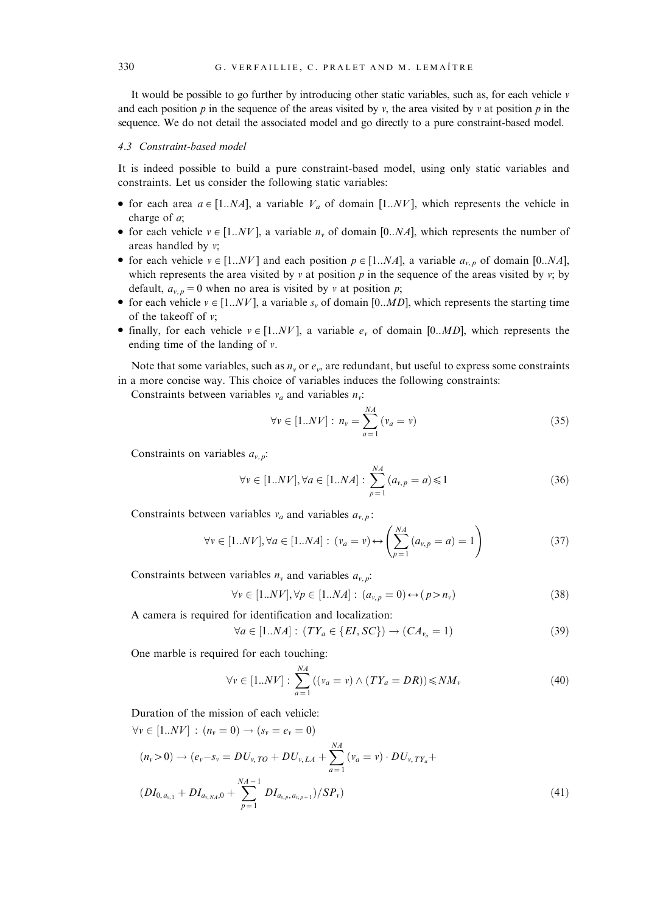It would be possible to go further by introducing other static variables, such as, for each vehicle $v$ and each position $p$ in the sequence of the areas visited by $v$, the area visited by $v$ at position $p$ in the sequence. We do not detail the associated model and go directly to a pure constraint-based model.

### 4.3 Constraint-based model

It is indeed possible to build a pure constraint-based model, using only static variables and constraints. Let us consider the following static variables:

- for each area $a \in [1..NA]$, a variable $V_a$ of domain $[1..NV]$, which represents the vehicle in charge of $a$;
- for each vehicle $v \in [1..NV]$, a variable $n_v$ of domain $[0..NA]$, which represents the number of areas handled by $v$;
- for each vehicle $v \in [1..NV]$ and each position $p \in [1..NA]$, a variable $a_{v,p}$ of domain $[0..NA]$, which represents the area visited by $v$ at position $p$ in the sequence of the areas visited by $v$; by default, $a_{v,p} = 0$ when no area is visited by $v$ at position $p$;
- for each vehicle $v \in [1..NV]$, a variable $s_v$ of domain $[0..MD]$, which represents the starting time of the takeoff of $v$;
- finally, for each vehicle $v \in [1..NV]$, a variable $e_v$ of domain $[0..MD]$, which represents the ending time of the landing of $v$.

Note that some variables, such as $n_v$ or $e_v$, are redundant, but useful to express some constraints in a more concise way. This choice of variables induces the following constraints:

Constraints between variables $v_a$ and variables $n_v$:

$$\forall v \in [1..NV] : n_v = \sum_{a=1}^{NA} (v_a = v) \tag{35}$$

Constraints on variables $a_{v,p}$:

$$\forall v \in [1..NV], \forall a \in [1..NA] : \sum_{p=1}^{NA} (a_{v,p} = a) \leqslant 1 \tag{36}$$

Constraints between variables $v_a$ and variables $a_{v,p}$:

$$\forall v \in [1..NV], \forall a \in [1..NA] : (v_a = v) \leftrightarrow \left( \sum_{p=1}^{NA} (a_{v,p} = a) = 1 \right) \tag{37}$$

Constraints between variables $n_v$ and variables $a_{v,p}$:

$$\forall v \in [1..NV], \forall p \in [1..NA] : (a_{v,p} = 0) \leftrightarrow (p > n_v) \tag{38}$$

A camera is required for identification and localization:

$$\forall a \in [1..NA] : (TY_a \in \{EI, SC\}) \rightarrow (CA_{v_a} = 1) \tag{39}$$

One marble is required for each touching:

$$\forall v \in [1..NV] : \sum_{a=1}^{NA} ((v_a = v) \wedge (TY_a = DR)) \leqslant NM_v \tag{40}$$

Duration of the mission of each vehicle:

$$\begin{aligned}
&\forall v \in [1..NV] : (n_v = 0) \rightarrow (s_v = e_v = 0) \\
&(n_v > 0) \rightarrow (e_v - s_v = DU_{v,TO} + DU_{v,LA} + \sum_{a=1}^{NA} (v_a = v) \cdot DU_{v,TY_a} + \\
&(DI_{0,a_{v,1}} + DI_{a_{v,NA},0} + \sum_{p=1}^{NA-1} DI_{a_{v,p},a_{v,p+1}})/SP_v)
\end{aligned} \tag{41}$$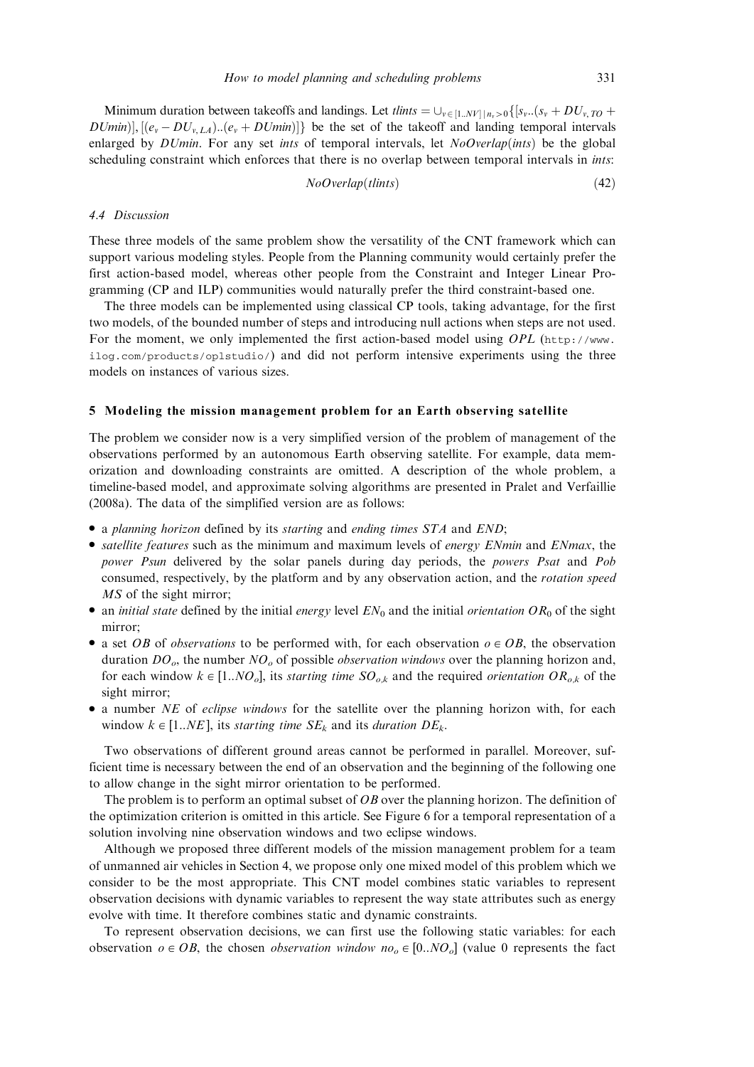Minimum duration between takeoffs and landings. Let $tlints = \cup_{v \in [1..NV] \mid n_v > 0} \{[s_v..(s_v + DU_{v,TO} + DUmin)], [(e_v - DU_{v,LA})..(e_v + DUmin)]\}$ be the set of the takeoff and landing temporal intervals enlarged by *DUmin*. For any set *ints* of temporal intervals, let *NoOverlap*(*ints*) be the global scheduling constraint which enforces that there is no overlap between temporal intervals in *ints*:

$$NoOverlap(tlints) \tag{42}$$

### 4.4 Discussion

These three models of the same problem show the versatility of the CNT framework which can support various modeling styles. People from the Planning community would certainly prefer the first action-based model, whereas other people from the Constraint and Integer Linear Programming (CP and ILP) communities would naturally prefer the third constraint-based one.

The three models can be implemented using classical CP tools, taking advantage, for the first two models, of the bounded number of steps and introducing null actions when steps are not used. For the moment, we only implemented the first action-based model using *OPL* (http://www.ilog.com/products/oplstudio/) and did not perform intensive experiments using the three models on instances of various sizes.

## 5 Modeling the mission management problem for an Earth observing satellite

The problem we consider now is a very simplified version of the problem of management of the observations performed by an autonomous Earth observing satellite. For example, data memorization and downloading constraints are omitted. A description of the whole problem, a timeline-based model, and approximate solving algorithms are presented in Pralet and Verfaillie (2008a). The data of the simplified version are as follows:

- a *planning horizon* defined by its *starting* and *ending times* $STA$ and $END$;
- *satellite features* such as the minimum and maximum levels of *energy* $ENmin$ and $ENmax$, the *power* $Psun$ delivered by the solar panels during day periods, the *powers* $Psat$ and $Pob$ consumed, respectively, by the platform and by any observation action, and the *rotation speed* $MS$ of the sight mirror;
- an *initial state* defined by the initial *energy* level $EN_0$ and the initial *orientation* $OR_0$ of the sight mirror;
- a set $OB$ of *observations* to be performed with, for each observation $o \in OB$, the observation duration $DO_o$, the number $NO_o$ of possible *observation windows* over the planning horizon and, for each window $k \in [1..NO_o]$, its *starting time* $SO_{o,k}$ and the required *orientation* $OR_{o,k}$ of the sight mirror;
- a number $NE$ of *eclipse windows* for the satellite over the planning horizon with, for each window $k \in [1..NE]$, its *starting time* $SE_k$ and its *duration* $DE_k$.

Two observations of different ground areas cannot be performed in parallel. Moreover, sufficient time is necessary between the end of an observation and the beginning of the following one to allow change in the sight mirror orientation to be performed.

The problem is to perform an optimal subset of $OB$ over the planning horizon. The definition of the optimization criterion is omitted in this article. See Figure 6 for a temporal representation of a solution involving nine observation windows and two eclipse windows.

Although we proposed three different models of the mission management problem for a team of unmanned air vehicles in Section 4, we propose only one mixed model of this problem which we consider to be the most appropriate. This CNT model combines static variables to represent observation decisions with dynamic variables to represent the way state attributes such as energy evolve with time. It therefore combines static and dynamic constraints.

To represent observation decisions, we can first use the following static variables: for each observation $o \in OB$, the chosen *observation window* $no_o \in [0..NO_o]$ (value 0 represents the fact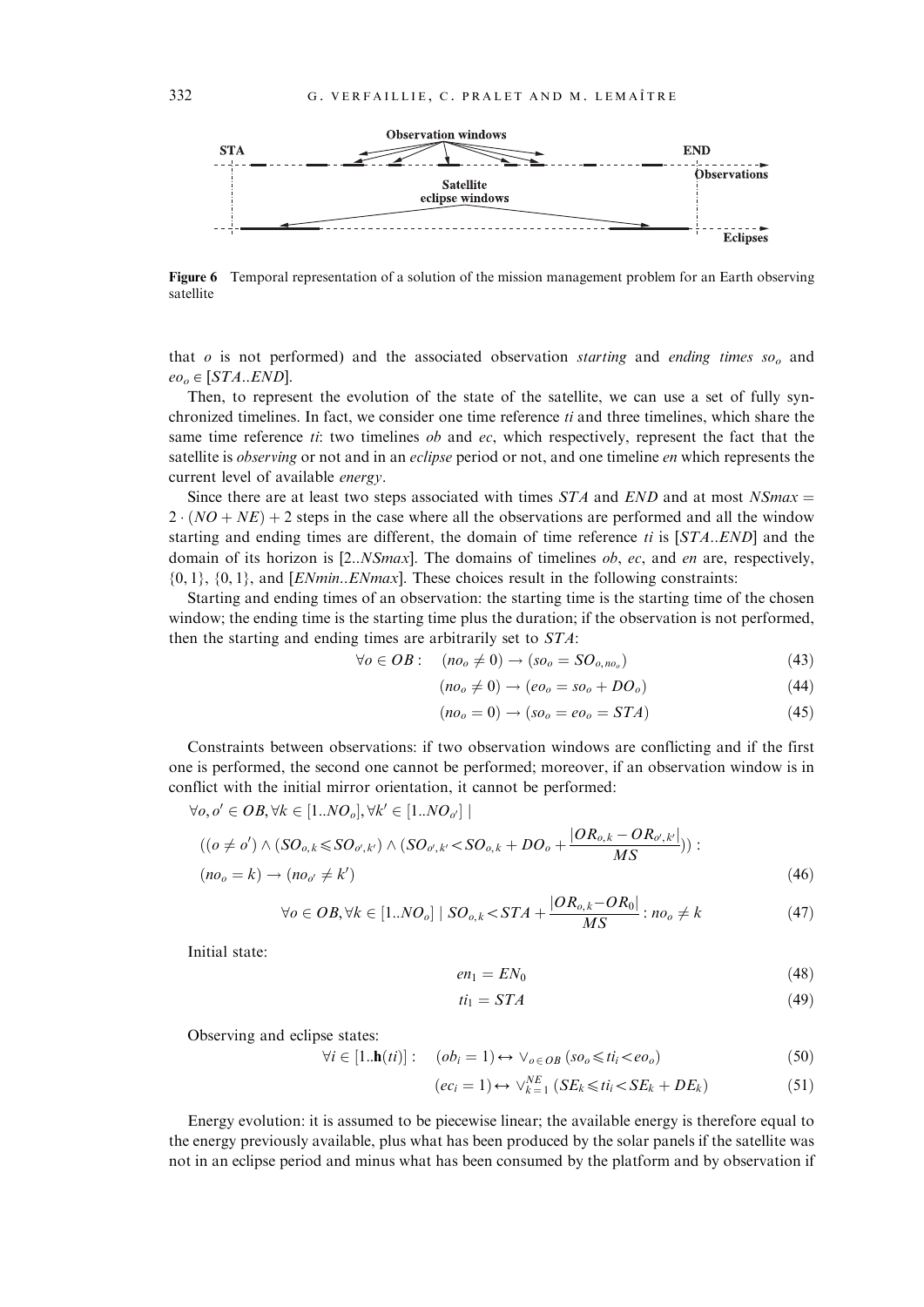**Figure 6** Temporal representation of a solution of the mission management problem for an Earth observing satellite

that $o$ is not performed) and the associated observation *starting* and *ending times* $so_o$ and $eo_o \in [STA..END]$.

Then, to represent the evolution of the state of the satellite, we can use a set of fully synchronized timelines. In fact, we consider one time reference $ti$ and three timelines, which share the same time reference $ti$: two timelines $ob$ and $ec$, which respectively, represent the fact that the satellite is *observing* or not and in an *eclipse* period or not, and one timeline $en$ which represents the current level of available *energy*.

Since there are at least two steps associated with times $STA$ and $END$ and at most $NSmax = 2 \cdot (NO + NE) + 2$ steps in the case where all the observations are performed and all the window starting and ending times are different, the domain of time reference $ti$ is $[STA..END]$ and the domain of its horizon is $[2..NSmax]$. The domains of timelines $ob$, $ec$, and $en$ are, respectively, $\{0, 1\}$, $\{0, 1\}$, and $[ENmin..ENmax]$. These choices result in the following constraints:

Starting and ending times of an observation: the starting time is the starting time of the chosen window; the ending time is the starting time plus the duration; if the observation is not performed, then the starting and ending times are arbitrarily set to $STA$:

$$\forall o \in OB : \quad (no_o \neq 0) \rightarrow (so_o = SO_{o, no_o}) \tag{43}$$

$$(no_o \neq 0) \rightarrow (eo_o = so_o + DO_o) \tag{44}$$

$$(no_o = 0) \rightarrow (so_o = eo_o = STA) \tag{45}$$

Constraints between observations: if two observation windows are conflicting and if the first one is performed, the second one cannot be performed; moreover, if an observation window is in conflict with the initial mirror orientation, it cannot be performed:

$$\forall o, o' \in OB, \forall k \in [1..NO_o], \forall k' \in [1..NO_{o'}] \mid$$

$$((o \neq o') \wedge (SO_{o,k} \leqslant SO_{o',k'}) \wedge (SO_{o',k'} < SO_{o,k} + DO_o + \frac{|OR_{o,k} - OR_{o',k'}|}{MS})) :$$

$$(no_o = k) \rightarrow (no_{o'} \neq k') \tag{46}$$

$$\forall o \in OB, \forall k \in [1..NO_o] \mid SO_{o,k} < STA + \frac{|OR_{o,k} - OR_0|}{MS} : no_o \neq k \tag{47}$$

Initial state:

$$en_1 = EN_0 \tag{48}$$

$$ti_1 = STA \tag{49}$$

Observing and eclipse states:

$$\forall i \in [1..\mathbf{h}(ti)] : \quad (ob_i = 1) \leftrightarrow \vee_{o \in OB} (so_o \leqslant ti_i < eo_o) \tag{50}$$

$$(ec_i = 1) \leftrightarrow \vee_{k=1}^{NE} (SE_k \leqslant ti_i < SE_k + DE_k) \tag{51}$$

Energy evolution: it is assumed to be piecewise linear; the available energy is therefore equal to the energy previously available, plus what has been produced by the solar panels if the satellite was not in an eclipse period and minus what has been consumed by the platform and by observation if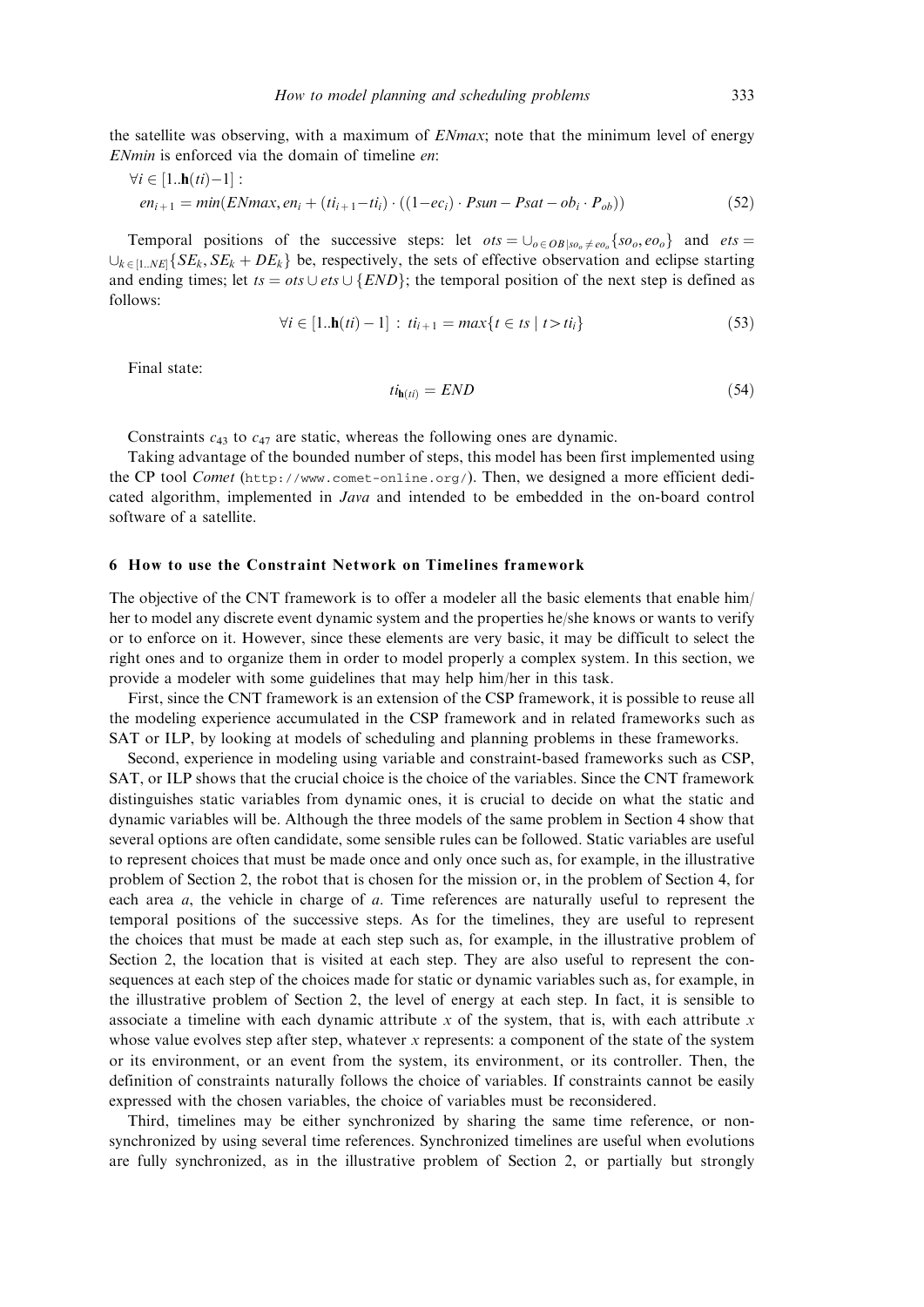the satellite was observing, with a maximum of *ENmax*; note that the minimum level of energy *ENmin* is enforced via the domain of timeline *en*:

$$\forall i \in [1..\mathbf{h}(ti)-1]:$$
$$en_{i+1} = min(ENmax, en_i + (ti_{i+1} - ti_i) \cdot ((1 - ec_i) \cdot Psun - Psat - ob_i \cdot P_{ob})) \tag{52}$$

Temporal positions of the successive steps: let $ots = \cup_{o \in OB | so_o \neq eo_o} \{so_o, eo_o\}$ and $ets = \cup_{k \in [1..NE]} \{SE_k, SE_k + DE_k\}$ be, respectively, the sets of effective observation and eclipse starting and ending times; let $ts = ots \cup ets \cup \{END\}$; the temporal position of the next step is defined as follows:

$$\forall i \in [1..\mathbf{h}(ti) - 1] : ti_{i+1} = max\{t \in ts \mid t > ti_i\} \tag{53}$$

Final state:

$$ti_{\mathbf{h}(ti)} = END \tag{54}$$

Constraints $c_{43}$ to $c_{47}$ are static, whereas the following ones are dynamic.

Taking advantage of the bounded number of steps, this model has been first implemented using the CP tool *Comet* (http://www.comet-online.org/). Then, we designed a more efficient dedicated algorithm, implemented in *Java* and intended to be embedded in the on-board control software of a satellite.

## 6 How to use the Constraint Network on Timelines framework

The objective of the CNT framework is to offer a modeler all the basic elements that enable him/her to model any discrete event dynamic system and the properties he/she knows or wants to verify or to enforce on it. However, since these elements are very basic, it may be difficult to select the right ones and to organize them in order to model properly a complex system. In this section, we provide a modeler with some guidelines that may help him/her in this task.

First, since the CNT framework is an extension of the CSP framework, it is possible to reuse all the modeling experience accumulated in the CSP framework and in related frameworks such as SAT or ILP, by looking at models of scheduling and planning problems in these frameworks.

Second, experience in modeling using variable and constraint-based frameworks such as CSP, SAT, or ILP shows that the crucial choice is the choice of the variables. Since the CNT framework distinguishes static variables from dynamic ones, it is crucial to decide on what the static and dynamic variables will be. Although the three models of the same problem in Section 4 show that several options are often candidate, some sensible rules can be followed. Static variables are useful to represent choices that must be made once and only once such as, for example, in the illustrative problem of Section 2, the robot that is chosen for the mission or, in the problem of Section 4, for each area *a*, the vehicle in charge of *a*. Time references are naturally useful to represent the temporal positions of the successive steps. As for the timelines, they are useful to represent the choices that must be made at each step such as, for example, in the illustrative problem of Section 2, the location that is visited at each step. They are also useful to represent the consequences at each step of the choices made for static or dynamic variables such as, for example, in the illustrative problem of Section 2, the level of energy at each step. In fact, it is sensible to associate a timeline with each dynamic attribute *x* of the system, that is, with each attribute *x* whose value evolves step after step, whatever *x* represents: a component of the state of the system or its environment, or an event from the system, its environment, or its controller. Then, the definition of constraints naturally follows the choice of variables. If constraints cannot be easily expressed with the chosen variables, the choice of variables must be reconsidered.

Third, timelines may be either synchronized by sharing the same time reference, or non-synchronized by using several time references. Synchronized timelines are useful when evolutions are fully synchronized, as in the illustrative problem of Section 2, or partially but strongly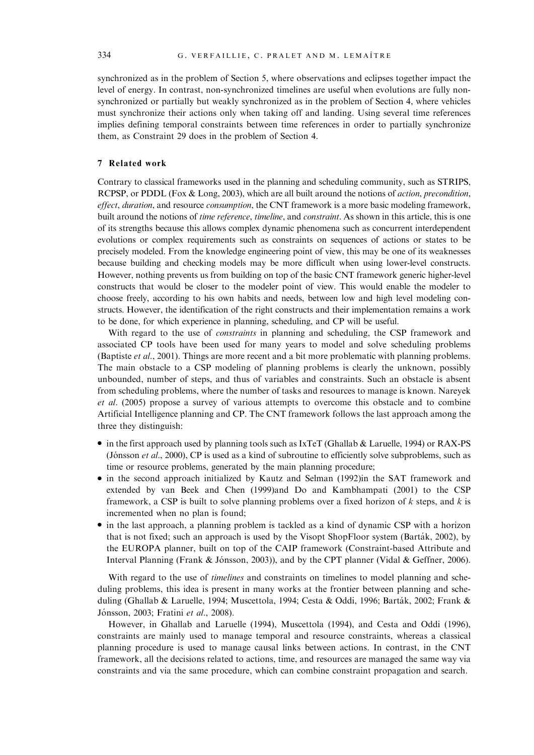synchronized as in the problem of Section 5, where observations and eclipses together impact the level of energy. In contrast, non-synchronized timelines are useful when evolutions are fully non-synchronized or partially but weakly synchronized as in the problem of Section 4, where vehicles must synchronize their actions only when taking off and landing. Using several time references implies defining temporal constraints between time references in order to partially synchronize them, as Constraint 29 does in the problem of Section 4.

## 7 Related work

Contrary to classical frameworks used in the planning and scheduling community, such as STRIPS, RCPSP, or PDDL (Fox & Long, 2003), which are all built around the notions of *action*, *precondition*, *effect*, *duration*, and resource *consumption*, the CNT framework is a more basic modeling framework, built around the notions of *time reference*, *timeline*, and *constraint*. As shown in this article, this is one of its strengths because this allows complex dynamic phenomena such as concurrent interdependent evolutions or complex requirements such as constraints on sequences of actions or states to be precisely modeled. From the knowledge engineering point of view, this may be one of its weaknesses because building and checking models may be more difficult when using lower-level constructs. However, nothing prevents us from building on top of the basic CNT framework generic higher-level constructs that would be closer to the modeler point of view. This would enable the modeler to choose freely, according to his own habits and needs, between low and high level modeling constructs. However, the identification of the right constructs and their implementation remains a work to be done, for which experience in planning, scheduling, and CP will be useful.

With regard to the use of *constraints* in planning and scheduling, the CSP framework and associated CP tools have been used for many years to model and solve scheduling problems (Baptiste *et al.*, 2001). Things are more recent and a bit more problematic with planning problems. The main obstacle to a CSP modeling of planning problems is clearly the unknown, possibly unbounded, number of steps, and thus of variables and constraints. Such an obstacle is absent from scheduling problems, where the number of tasks and resources to manage is known. Nareyek *et al*. (2005) propose a survey of various attempts to overcome this obstacle and to combine Artificial Intelligence planning and CP. The CNT framework follows the last approach among the three they distinguish:

- in the first approach used by planning tools such as IxTeT (Ghallab & Laruelle, 1994) or RAX-PS (Jónsson *et al.*, 2000), CP is used as a kind of subroutine to efficiently solve subproblems, such as time or resource problems, generated by the main planning procedure;
- in the second approach initialized by Kautz and Selman (1992)in the SAT framework and extended by van Beek and Chen (1999)and Do and Kambhampati (2001) to the CSP framework, a CSP is built to solve planning problems over a fixed horizon of $k$ steps, and $k$ is incremented when no plan is found;
- in the last approach, a planning problem is tackled as a kind of dynamic CSP with a horizon that is not fixed; such an approach is used by the Visopt ShopFloor system (Barták, 2002), by the EUROPA planner, built on top of the CAIP framework (Constraint-based Attribute and Interval Planning (Frank & Jónsson, 2003)), and by the CPT planner (Vidal & Geffner, 2006).

With regard to the use of *timelines* and constraints on timelines to model planning and scheduling problems, this idea is present in many works at the frontier between planning and scheduling (Ghallab & Laruelle, 1994; Muscettola, 1994; Cesta & Oddi, 1996; Barták, 2002; Frank & Jónsson, 2003; Fratini *et al.*, 2008).

However, in Ghallab and Laruelle (1994), Muscettola (1994), and Cesta and Oddi (1996), constraints are mainly used to manage temporal and resource constraints, whereas a classical planning procedure is used to manage causal links between actions. In contrast, in the CNT framework, all the decisions related to actions, time, and resources are managed the same way via constraints and via the same procedure, which can combine constraint propagation and search.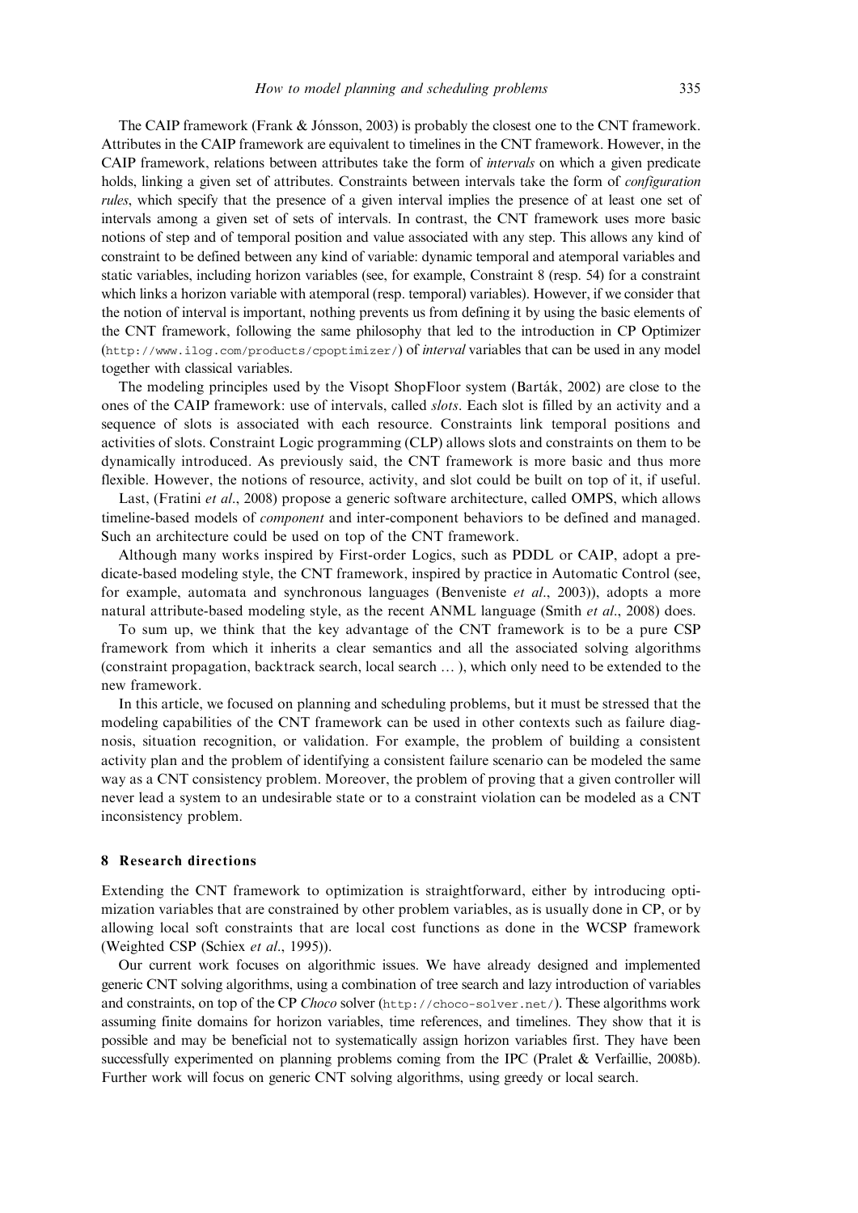The CAIP framework (Frank & Jónsson, 2003) is probably the closest one to the CNT framework. Attributes in the CAIP framework are equivalent to timelines in the CNT framework. However, in the CAIP framework, relations between attributes take the form of *intervals* on which a given predicate holds, linking a given set of attributes. Constraints between intervals take the form of *configuration rules*, which specify that the presence of a given interval implies the presence of at least one set of intervals among a given set of sets of intervals. In contrast, the CNT framework uses more basic notions of step and of temporal position and value associated with any step. This allows any kind of constraint to be defined between any kind of variable: dynamic temporal and atemporal variables and static variables, including horizon variables (see, for example, Constraint 8 (resp. 54) for a constraint which links a horizon variable with atemporal (resp. temporal) variables). However, if we consider that the notion of interval is important, nothing prevents us from defining it by using the basic elements of the CNT framework, following the same philosophy that led to the introduction in CP Optimizer (http://www.ilog.com/products/cpoptimizer/) of *interval* variables that can be used in any model together with classical variables.

The modeling principles used by the Visopt ShopFloor system (Barták, 2002) are close to the ones of the CAIP framework: use of intervals, called *slots*. Each slot is filled by an activity and a sequence of slots is associated with each resource. Constraints link temporal positions and activities of slots. Constraint Logic programming (CLP) allows slots and constraints on them to be dynamically introduced. As previously said, the CNT framework is more basic and thus more flexible. However, the notions of resource, activity, and slot could be built on top of it, if useful.

Last, (Fratini *et al.*, 2008) propose a generic software architecture, called OMPS, which allows timeline-based models of *component* and inter-component behaviors to be defined and managed. Such an architecture could be used on top of the CNT framework.

Although many works inspired by First-order Logics, such as PDDL or CAIP, adopt a predicate-based modeling style, the CNT framework, inspired by practice in Automatic Control (see, for example, automata and synchronous languages (Benveniste *et al.*, 2003)), adopts a more natural attribute-based modeling style, as the recent ANML language (Smith *et al.*, 2008) does.

To sum up, we think that the key advantage of the CNT framework is to be a pure CSP framework from which it inherits a clear semantics and all the associated solving algorithms (constraint propagation, backtrack search, local search … ), which only need to be extended to the new framework.

In this article, we focused on planning and scheduling problems, but it must be stressed that the modeling capabilities of the CNT framework can be used in other contexts such as failure diagnosis, situation recognition, or validation. For example, the problem of building a consistent activity plan and the problem of identifying a consistent failure scenario can be modeled the same way as a CNT consistency problem. Moreover, the problem of proving that a given controller will never lead a system to an undesirable state or to a constraint violation can be modeled as a CNT inconsistency problem.

## 8 Research directions

Extending the CNT framework to optimization is straightforward, either by introducing optimization variables that are constrained by other problem variables, as is usually done in CP, or by allowing local soft constraints that are local cost functions as done in the WCSP framework (Weighted CSP (Schiex *et al.*, 1995)).

Our current work focuses on algorithmic issues. We have already designed and implemented generic CNT solving algorithms, using a combination of tree search and lazy introduction of variables and constraints, on top of the CP *Choco* solver (http://choco-solver.net/). These algorithms work assuming finite domains for horizon variables, time references, and timelines. They show that it is possible and may be beneficial not to systematically assign horizon variables first. They have been successfully experimented on planning problems coming from the IPC (Pralet & Verfaillie, 2008b). Further work will focus on generic CNT solving algorithms, using greedy or local search.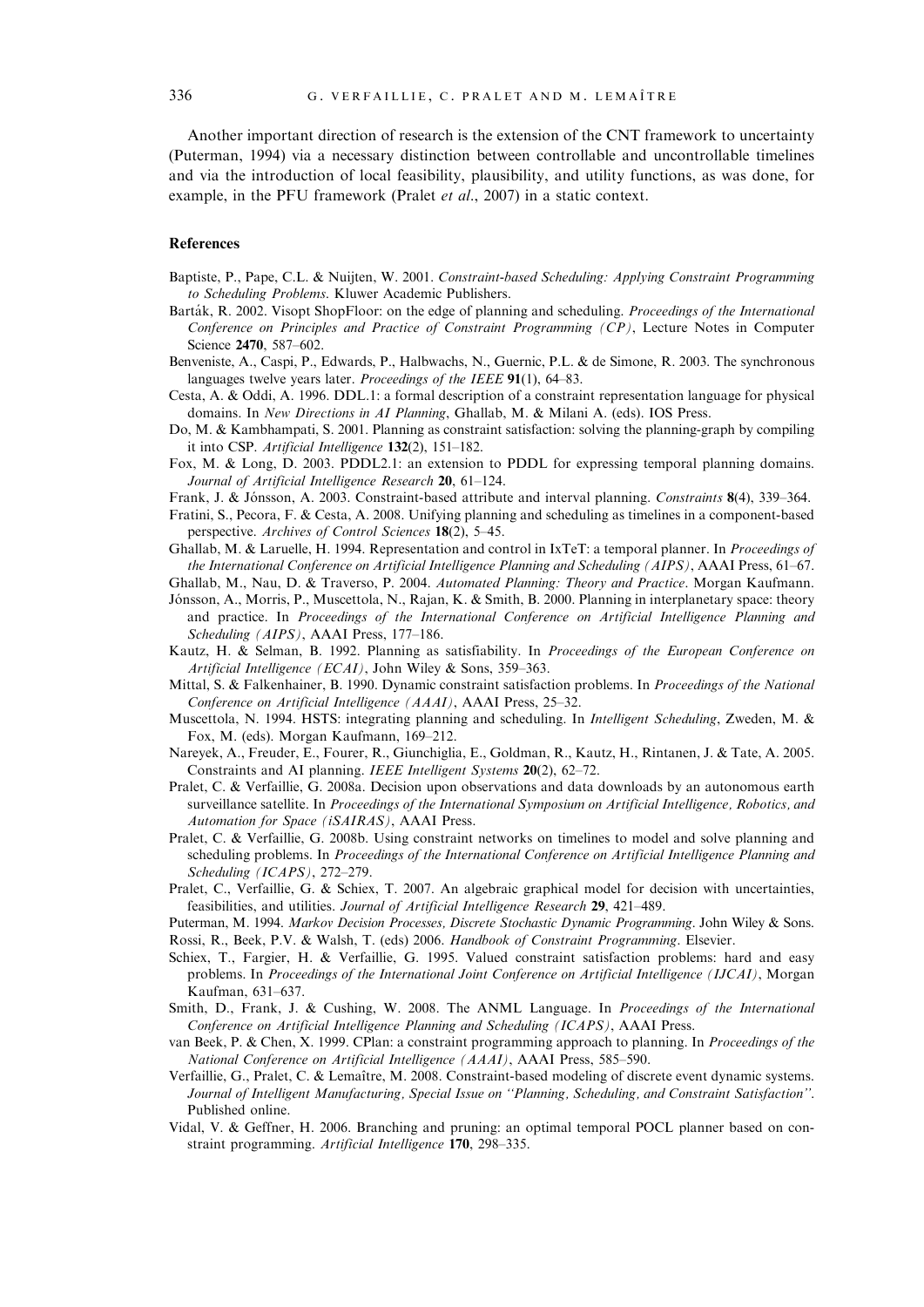Another important direction of research is the extension of the CNT framework to uncertainty (Puterman, 1994) via a necessary distinction between controllable and uncontrollable timelines and via the introduction of local feasibility, plausibility, and utility functions, as was done, for example, in the PFU framework (Pralet *et al*., 2007) in a static context.

## References

Baptiste, P., Pape, C.L. & Nuijten, W. 2001. *Constraint-based Scheduling: Applying Constraint Programming to Scheduling Problems*. Kluwer Academic Publishers.

Barták, R. 2002. Visopt ShopFloor: on the edge of planning and scheduling. *Proceedings of the International Conference on Principles and Practice of Constraint Programming (CP)*, Lecture Notes in Computer Science **2470**, 587–602.

Benveniste, A., Caspi, P., Edwards, P., Halbwachs, N., Guernic, P.L. & de Simone, R. 2003. The synchronous languages twelve years later. *Proceedings of the IEEE* **91**(1), 64–83.

Cesta, A. & Oddi, A. 1996. DDL.1: a formal description of a constraint representation language for physical domains. In *New Directions in AI Planning*, Ghallab, M. & Milani A. (eds). IOS Press.

Do, M. & Kambhampati, S. 2001. Planning as constraint satisfaction: solving the planning-graph by compiling it into CSP. *Artificial Intelligence* **132**(2), 151–182.

Fox, M. & Long, D. 2003. PDDL2.1: an extension to PDDL for expressing temporal planning domains. *Journal of Artificial Intelligence Research* **20**, 61–124.

Frank, J. & Jónsson, A. 2003. Constraint-based attribute and interval planning. *Constraints* **8**(4), 339–364.

Fratini, S., Pecora, F. & Cesta, A. 2008. Unifying planning and scheduling as timelines in a component-based perspective. *Archives of Control Sciences* **18**(2), 5–45.

Ghallab, M. & Laruelle, H. 1994. Representation and control in IxTeT: a temporal planner. In *Proceedings of the International Conference on Artificial Intelligence Planning and Scheduling (AIPS)*, AAAI Press, 61–67.

Ghallab, M., Nau, D. & Traverso, P. 2004. *Automated Planning: Theory and Practice*. Morgan Kaufmann.

Jónsson, A., Morris, P., Muscettola, N., Rajan, K. & Smith, B. 2000. Planning in interplanetary space: theory and practice. In *Proceedings of the International Conference on Artificial Intelligence Planning and Scheduling (AIPS)*, AAAI Press, 177–186.

Kautz, H. & Selman, B. 1992. Planning as satisfiability. In *Proceedings of the European Conference on Artificial Intelligence (ECAI)*, John Wiley & Sons, 359–363.

Mittal, S. & Falkenhainer, B. 1990. Dynamic constraint satisfaction problems. In *Proceedings of the National Conference on Artificial Intelligence (AAAI)*, AAAI Press, 25–32.

Muscettola, N. 1994. HSTS: integrating planning and scheduling. In *Intelligent Scheduling*, Zweden, M. & Fox, M. (eds). Morgan Kaufmann, 169–212.

Nareyek, A., Freuder, E., Fourer, R., Giunchiglia, E., Goldman, R., Kautz, H., Rintanen, J. & Tate, A. 2005. Constraints and AI planning. *IEEE Intelligent Systems* **20**(2), 62–72.

Pralet, C. & Verfaillie, G. 2008a. Decision upon observations and data downloads by an autonomous earth surveillance satellite. In *Proceedings of the International Symposium on Artificial Intelligence, Robotics, and Automation for Space (iSAIRAS)*, AAAI Press.

Pralet, C. & Verfaillie, G. 2008b. Using constraint networks on timelines to model and solve planning and scheduling problems. In *Proceedings of the International Conference on Artificial Intelligence Planning and Scheduling (ICAPS)*, 272–279.

Pralet, C., Verfaillie, G. & Schiex, T. 2007. An algebraic graphical model for decision with uncertainties, feasibilities, and utilities. *Journal of Artificial Intelligence Research* **29**, 421–489.

Puterman, M. 1994. *Markov Decision Processes, Discrete Stochastic Dynamic Programming*. John Wiley & Sons.

Rossi, R., Beek, P.V. & Walsh, T. (eds) 2006. *Handbook of Constraint Programming*. Elsevier.

Schiex, T., Fargier, H. & Verfaillie, G. 1995. Valued constraint satisfaction problems: hard and easy problems. In *Proceedings of the International Joint Conference on Artificial Intelligence (IJCAI)*, Morgan Kaufman, 631–637.

Smith, D., Frank, J. & Cushing, W. 2008. The ANML Language. In *Proceedings of the International Conference on Artificial Intelligence Planning and Scheduling (ICAPS)*, AAAI Press.

van Beek, P. & Chen, X. 1999. CPlan: a constraint programming approach to planning. In *Proceedings of the National Conference on Artificial Intelligence (AAAI)*, AAAI Press, 585–590.

Verfaillie, G., Pralet, C. & Lemaître, M. 2008. Constraint-based modeling of discrete event dynamic systems. *Journal of Intelligent Manufacturing, Special Issue on "Planning, Scheduling, and Constraint Satisfaction"*. Published online.

Vidal, V. & Geffner, H. 2006. Branching and pruning: an optimal temporal POCL planner based on constraint programming. *Artificial Intelligence* **170**, 298–335.